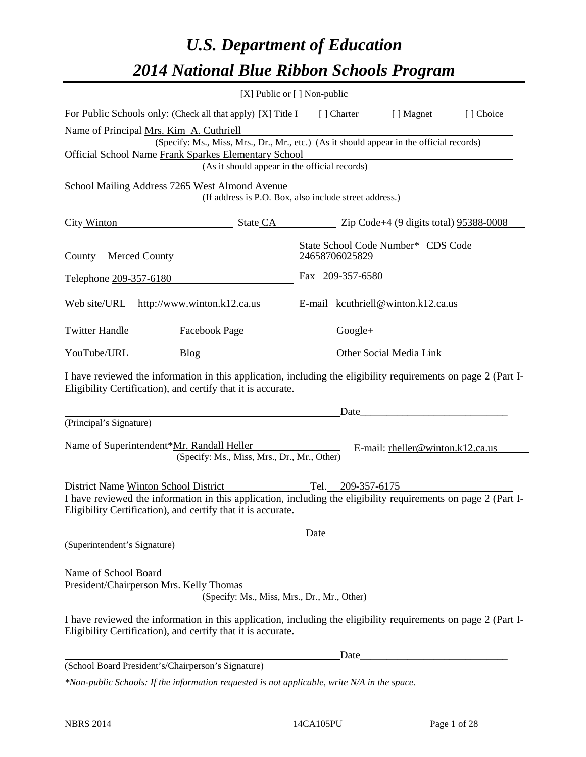# *U.S. Department of Education*

# *2014 National Blue Ribbon Schools Program*

[X] Public or [ ] Non-public

For Public Schools only: (Check all that apply) [X] Title I [ ] Charter [ ] Magnet [ ] Choice

Name of Principal Mrs. Kim A. Cuthriell
(Specify: Ms., Miss, Mrs., Dr., Mr., etc.) (As it should appear in the official records)

Official School Name Frank Sparkes Elementary School
(As it should appear in the official records)

School Mailing Address 7265 West Almond Avenue
(If address is P.O. Box, also include street address.)

City Winton State CA Zip Code+4 (9 digits total) 95388-0008

County Merced County State School Code Number* CDS Code 24658706025829

Telephone 209-357-6180 Fax 209-357-6580

Web site/URL http://www.winton.k12.ca.us E-mail kcuthriell@winton.k12.ca.us

Twitter Handle ________ Facebook Page ________ Google+ ________

YouTube/URL ________ Blog ________ Other Social Media Link ________

I have reviewed the information in this application, including the eligibility requirements on page 2 (Part I-Eligibility Certification), and certify that it is accurate.

_________________________________________ Date_________________________
(Principal's Signature)

Name of Superintendent*Mr. Randall Heller E-mail: rheller@winton.k12.ca.us
(Specify: Ms., Miss, Mrs., Dr., Mr., Other)

District Name Winton School District Tel. 209-357-6175

I have reviewed the information in this application, including the eligibility requirements on page 2 (Part I-Eligibility Certification), and certify that it is accurate.

_________________________________________ Date_________________________
(Superintendent's Signature)

Name of School Board
President/Chairperson Mrs. Kelly Thomas
(Specify: Ms., Miss, Mrs., Dr., Mr., Other)

I have reviewed the information in this application, including the eligibility requirements on page 2 (Part I-Eligibility Certification), and certify that it is accurate.

_________________________________________ Date_________________________
(School Board President's/Chairperson's Signature)

*\*Non-public Schools: If the information requested is not applicable, write N/A in the space.*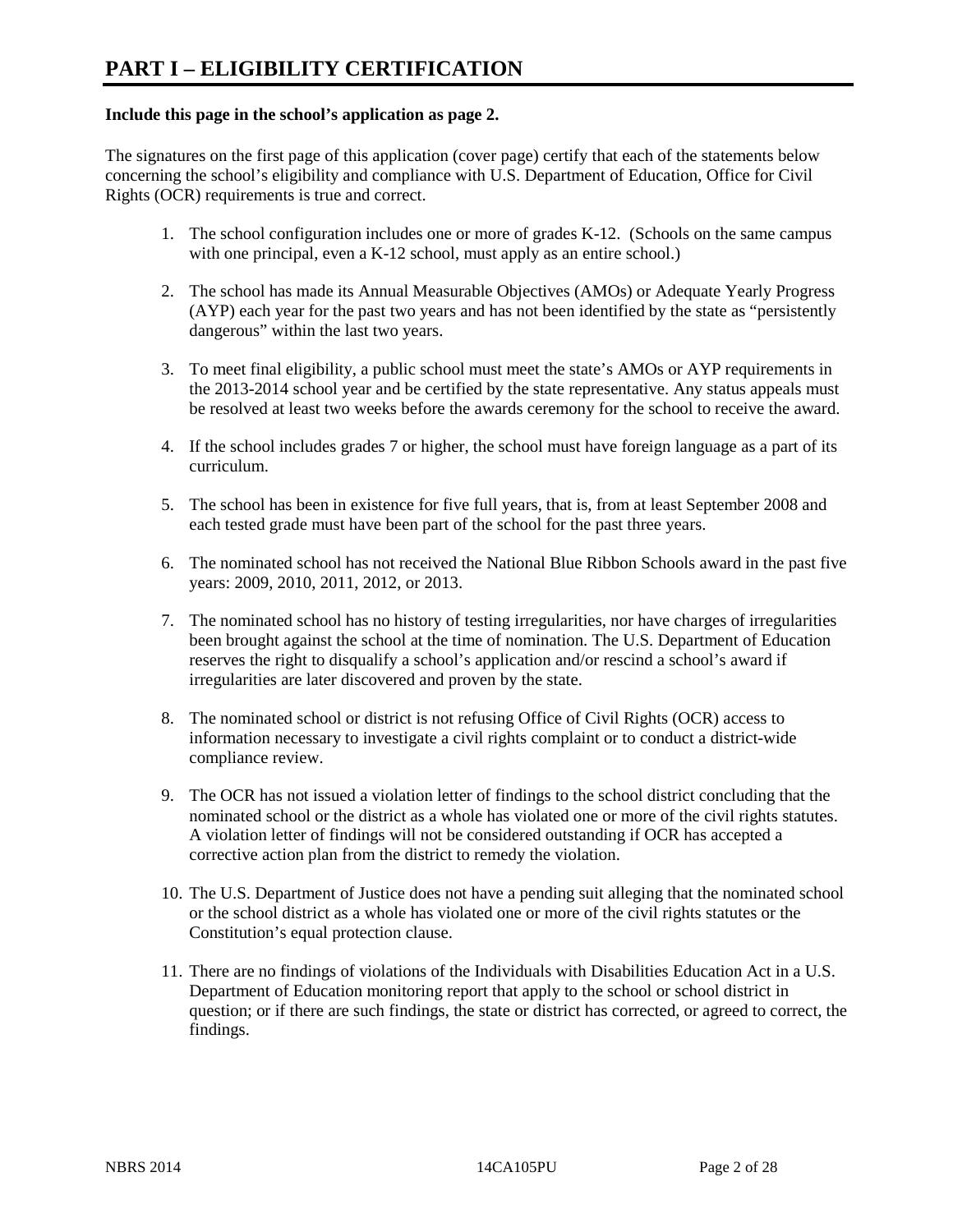# PART I – ELIGIBILITY CERTIFICATION

**Include this page in the school's application as page 2.**

The signatures on the first page of this application (cover page) certify that each of the statements below concerning the school's eligibility and compliance with U.S. Department of Education, Office for Civil Rights (OCR) requirements is true and correct.

1. The school configuration includes one or more of grades K-12. (Schools on the same campus with one principal, even a K-12 school, must apply as an entire school.)

2. The school has made its Annual Measurable Objectives (AMOs) or Adequate Yearly Progress (AYP) each year for the past two years and has not been identified by the state as "persistently dangerous" within the last two years.

3. To meet final eligibility, a public school must meet the state's AMOs or AYP requirements in the 2013-2014 school year and be certified by the state representative. Any status appeals must be resolved at least two weeks before the awards ceremony for the school to receive the award.

4. If the school includes grades 7 or higher, the school must have foreign language as a part of its curriculum.

5. The school has been in existence for five full years, that is, from at least September 2008 and each tested grade must have been part of the school for the past three years.

6. The nominated school has not received the National Blue Ribbon Schools award in the past five years: 2009, 2010, 2011, 2012, or 2013.

7. The nominated school has no history of testing irregularities, nor have charges of irregularities been brought against the school at the time of nomination. The U.S. Department of Education reserves the right to disqualify a school's application and/or rescind a school's award if irregularities are later discovered and proven by the state.

8. The nominated school or district is not refusing Office of Civil Rights (OCR) access to information necessary to investigate a civil rights complaint or to conduct a district-wide compliance review.

9. The OCR has not issued a violation letter of findings to the school district concluding that the nominated school or the district as a whole has violated one or more of the civil rights statutes. A violation letter of findings will not be considered outstanding if OCR has accepted a corrective action plan from the district to remedy the violation.

10. The U.S. Department of Justice does not have a pending suit alleging that the nominated school or the school district as a whole has violated one or more of the civil rights statutes or the Constitution's equal protection clause.

11. There are no findings of violations of the Individuals with Disabilities Education Act in a U.S. Department of Education monitoring report that apply to the school or school district in question; or if there are such findings, the state or district has corrected, or agreed to correct, the findings.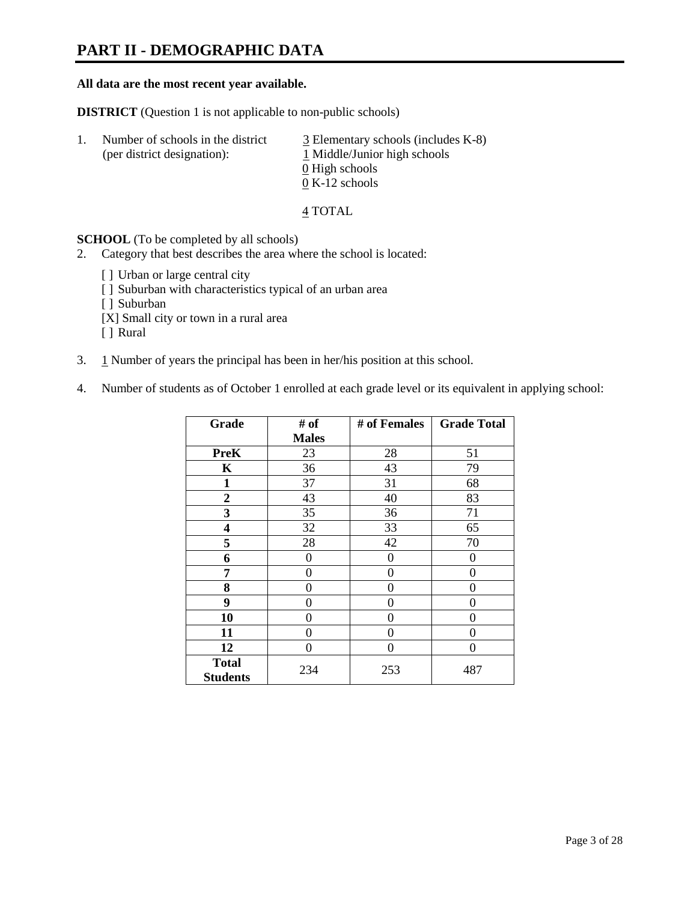# PART II - DEMOGRAPHIC DATA

**All data are the most recent year available.**

**DISTRICT** (Question 1 is not applicable to non-public schools)

1. Number of schools in the district (per district designation):
   - 3 Elementary schools (includes K-8)
   - 1 Middle/Junior high schools
   - 0 High schools
   - 0 K-12 schools

   4 TOTAL

**SCHOOL** (To be completed by all schools)

2. Category that best describes the area where the school is located:

   [ ] Urban or large central city
   [ ] Suburban with characteristics typical of an urban area
   [ ] Suburban
   [X] Small city or town in a rural area
   [ ] Rural

3. 1 Number of years the principal has been in her/his position at this school.

4. Number of students as of October 1 enrolled at each grade level or its equivalent in applying school:

| Grade | # of Males | # of Females | Grade Total |
|---|---|---|---|
| **PreK** | 23 | 28 | 51 |
| **K** | 36 | 43 | 79 |
| **1** | 37 | 31 | 68 |
| **2** | 43 | 40 | 83 |
| **3** | 35 | 36 | 71 |
| **4** | 32 | 33 | 65 |
| **5** | 28 | 42 | 70 |
| **6** | 0 | 0 | 0 |
| **7** | 0 | 0 | 0 |
| **8** | 0 | 0 | 0 |
| **9** | 0 | 0 | 0 |
| **10** | 0 | 0 | 0 |
| **11** | 0 | 0 | 0 |
| **12** | 0 | 0 | 0 |
| **Total Students** | 234 | 253 | 487 |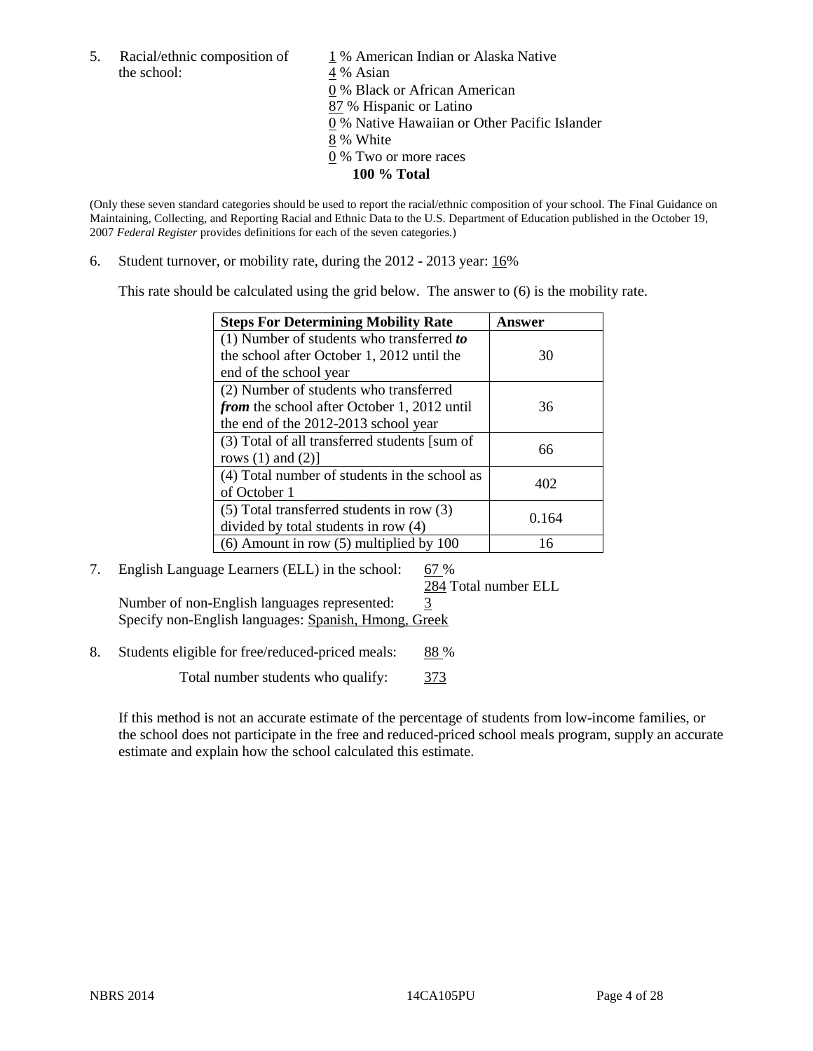5. Racial/ethnic composition of the school:

1 % American Indian or Alaska Native
4 % Asian
0 % Black or African American
87 % Hispanic or Latino
0 % Native Hawaiian or Other Pacific Islander
8 % White
0 % Two or more races
**100 % Total**

(Only these seven standard categories should be used to report the racial/ethnic composition of your school. The Final Guidance on Maintaining, Collecting, and Reporting Racial and Ethnic Data to the U.S. Department of Education published in the October 19, 2007 *Federal Register* provides definitions for each of the seven categories.)

6. Student turnover, or mobility rate, during the 2012 - 2013 year: 16%

This rate should be calculated using the grid below. The answer to (6) is the mobility rate.

| **Steps For Determining Mobility Rate** | **Answer** |
|---|---|
| (1) Number of students who transferred ***to*** the school after October 1, 2012 until the end of the school year | 30 |
| (2) Number of students who transferred ***from*** the school after October 1, 2012 until the end of the 2012-2013 school year | 36 |
| (3) Total of all transferred students [sum of rows (1) and (2)] | 66 |
| (4) Total number of students in the school as of October 1 | 402 |
| (5) Total transferred students in row (3) divided by total students in row (4) | 0.164 |
| (6) Amount in row (5) multiplied by 100 | 16 |

7. English Language Learners (ELL) in the school: 67 %
284 Total number ELL
Number of non-English languages represented: 3
Specify non-English languages: Spanish, Hmong, Greek

8. Students eligible for free/reduced-priced meals: 88 %
Total number students who qualify: 373

If this method is not an accurate estimate of the percentage of students from low-income families, or the school does not participate in the free and reduced-priced school meals program, supply an accurate estimate and explain how the school calculated this estimate.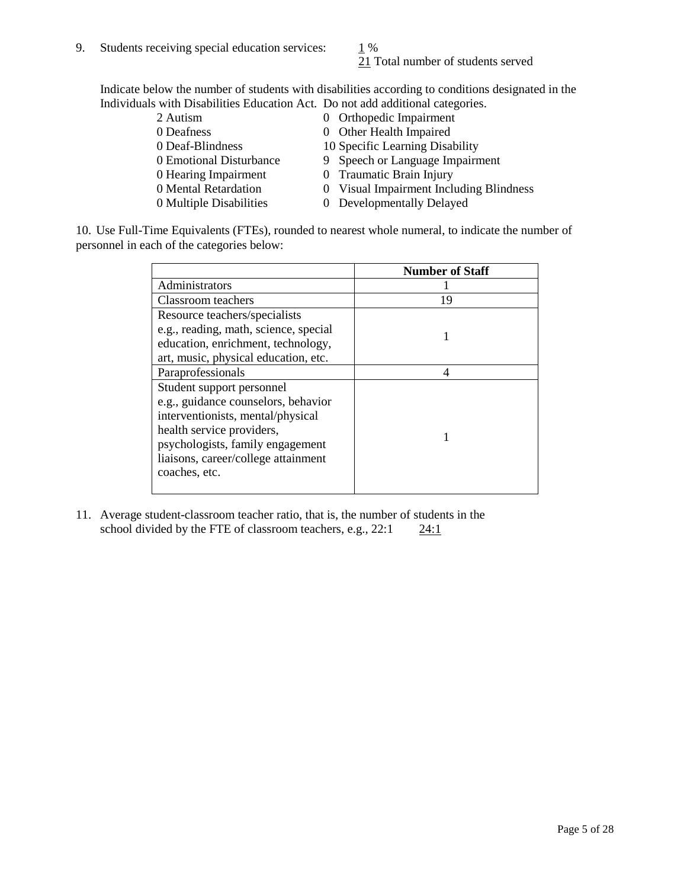9. Students receiving special education services: 1 %
   21 Total number of students served

Indicate below the number of students with disabilities according to conditions designated in the Individuals with Disabilities Education Act. Do not add additional categories.

| | |
|---|---|
| 2 Autism | 0 Orthopedic Impairment |
| 0 Deafness | 0 Other Health Impaired |
| 0 Deaf-Blindness | 10 Specific Learning Disability |
| 0 Emotional Disturbance | 9 Speech or Language Impairment |
| 0 Hearing Impairment | 0 Traumatic Brain Injury |
| 0 Mental Retardation | 0 Visual Impairment Including Blindness |
| 0 Multiple Disabilities | 0 Developmentally Delayed |

10. Use Full-Time Equivalents (FTEs), rounded to nearest whole numeral, to indicate the number of personnel in each of the categories below:

| | **Number of Staff** |
|---|---|
| Administrators | 1 |
| Classroom teachers | 19 |
| Resource teachers/specialists e.g., reading, math, science, special education, enrichment, technology, art, music, physical education, etc. | 1 |
| Paraprofessionals | 4 |
| Student support personnel e.g., guidance counselors, behavior interventionists, mental/physical health service providers, psychologists, family engagement liaisons, career/college attainment coaches, etc. | 1 |

11. Average student-classroom teacher ratio, that is, the number of students in the school divided by the FTE of classroom teachers, e.g., 22:1    24:1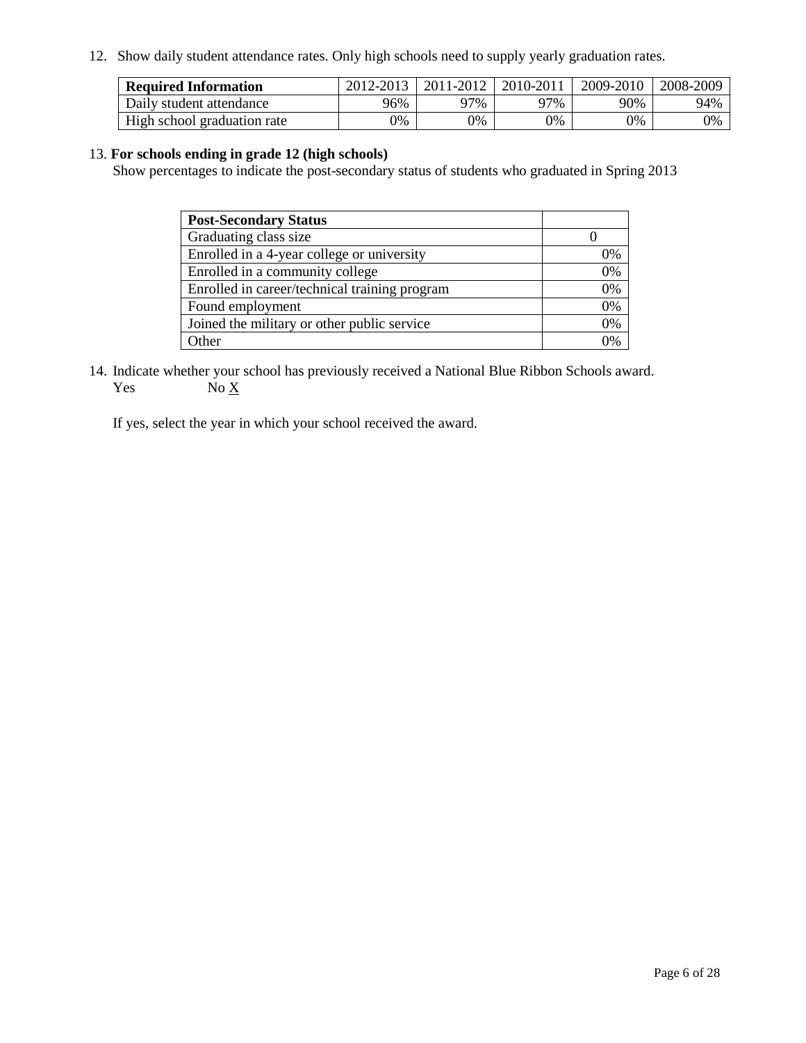12. Show daily student attendance rates. Only high schools need to supply yearly graduation rates.

| **Required Information** | 2012-2013 | 2011-2012 | 2010-2011 | 2009-2010 | 2008-2009 |
|---|---|---|---|---|---|
| Daily student attendance | 96% | 97% | 97% | 90% | 94% |
| High school graduation rate | 0% | 0% | 0% | 0% | 0% |

13. **For schools ending in grade 12 (high schools)**
Show percentages to indicate the post-secondary status of students who graduated in Spring 2013

| **Post-Secondary Status** | |
|---|---|
| Graduating class size | 0 |
| Enrolled in a 4-year college or university | 0% |
| Enrolled in a community college | 0% |
| Enrolled in career/technical training program | 0% |
| Found employment | 0% |
| Joined the military or other public service | 0% |
| Other | 0% |

14. Indicate whether your school has previously received a National Blue Ribbon Schools award.
Yes No X

If yes, select the year in which your school received the award.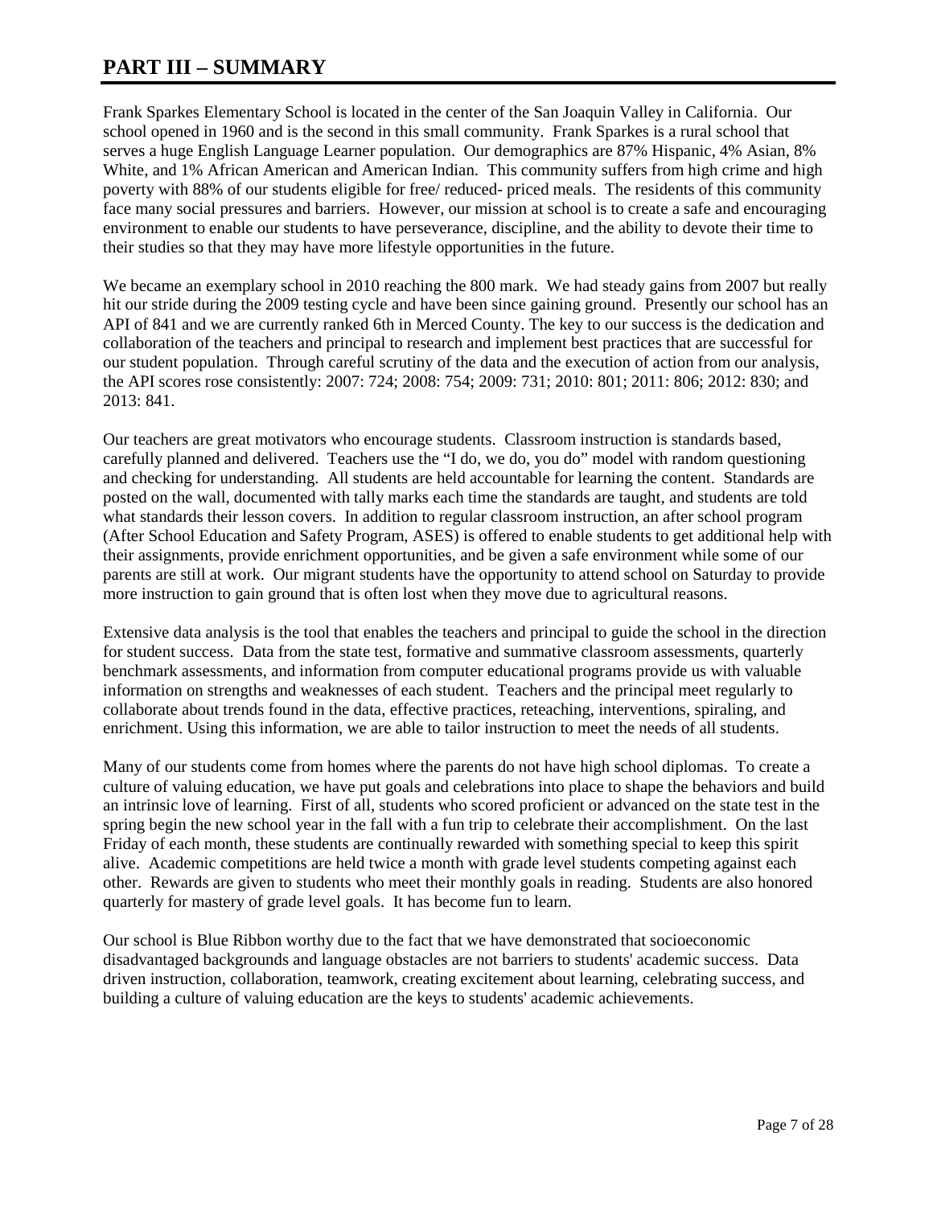# PART III – SUMMARY

Frank Sparkes Elementary School is located in the center of the San Joaquin Valley in California. Our school opened in 1960 and is the second in this small community. Frank Sparkes is a rural school that serves a huge English Language Learner population. Our demographics are 87% Hispanic, 4% Asian, 8% White, and 1% African American and American Indian. This community suffers from high crime and high poverty with 88% of our students eligible for free/ reduced- priced meals. The residents of this community face many social pressures and barriers. However, our mission at school is to create a safe and encouraging environment to enable our students to have perseverance, discipline, and the ability to devote their time to their studies so that they may have more lifestyle opportunities in the future.

We became an exemplary school in 2010 reaching the 800 mark. We had steady gains from 2007 but really hit our stride during the 2009 testing cycle and have been since gaining ground. Presently our school has an API of 841 and we are currently ranked 6th in Merced County. The key to our success is the dedication and collaboration of the teachers and principal to research and implement best practices that are successful for our student population. Through careful scrutiny of the data and the execution of action from our analysis, the API scores rose consistently: 2007: 724; 2008: 754; 2009: 731; 2010: 801; 2011: 806; 2012: 830; and 2013: 841.

Our teachers are great motivators who encourage students. Classroom instruction is standards based, carefully planned and delivered. Teachers use the "I do, we do, you do" model with random questioning and checking for understanding. All students are held accountable for learning the content. Standards are posted on the wall, documented with tally marks each time the standards are taught, and students are told what standards their lesson covers. In addition to regular classroom instruction, an after school program (After School Education and Safety Program, ASES) is offered to enable students to get additional help with their assignments, provide enrichment opportunities, and be given a safe environment while some of our parents are still at work. Our migrant students have the opportunity to attend school on Saturday to provide more instruction to gain ground that is often lost when they move due to agricultural reasons.

Extensive data analysis is the tool that enables the teachers and principal to guide the school in the direction for student success. Data from the state test, formative and summative classroom assessments, quarterly benchmark assessments, and information from computer educational programs provide us with valuable information on strengths and weaknesses of each student. Teachers and the principal meet regularly to collaborate about trends found in the data, effective practices, reteaching, interventions, spiraling, and enrichment. Using this information, we are able to tailor instruction to meet the needs of all students.

Many of our students come from homes where the parents do not have high school diplomas. To create a culture of valuing education, we have put goals and celebrations into place to shape the behaviors and build an intrinsic love of learning. First of all, students who scored proficient or advanced on the state test in the spring begin the new school year in the fall with a fun trip to celebrate their accomplishment. On the last Friday of each month, these students are continually rewarded with something special to keep this spirit alive. Academic competitions are held twice a month with grade level students competing against each other. Rewards are given to students who meet their monthly goals in reading. Students are also honored quarterly for mastery of grade level goals. It has become fun to learn.

Our school is Blue Ribbon worthy due to the fact that we have demonstrated that socioeconomic disadvantaged backgrounds and language obstacles are not barriers to students' academic success. Data driven instruction, collaboration, teamwork, creating excitement about learning, celebrating success, and building a culture of valuing education are the keys to students' academic achievements.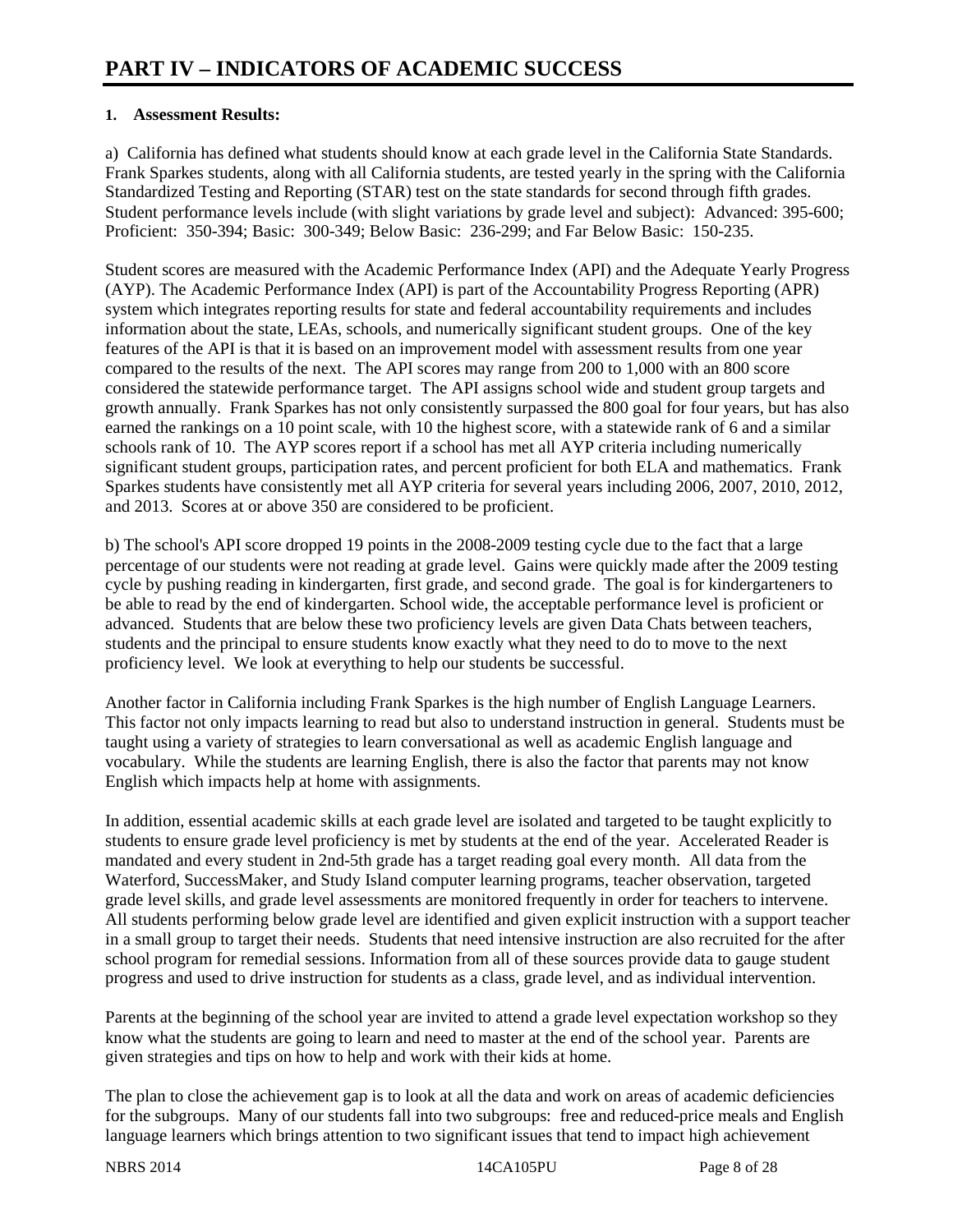# PART IV – INDICATORS OF ACADEMIC SUCCESS

**1. Assessment Results:**

a) California has defined what students should know at each grade level in the California State Standards. Frank Sparkes students, along with all California students, are tested yearly in the spring with the California Standardized Testing and Reporting (STAR) test on the state standards for second through fifth grades. Student performance levels include (with slight variations by grade level and subject): Advanced: 395-600; Proficient: 350-394; Basic: 300-349; Below Basic: 236-299; and Far Below Basic: 150-235.

Student scores are measured with the Academic Performance Index (API) and the Adequate Yearly Progress (AYP). The Academic Performance Index (API) is part of the Accountability Progress Reporting (APR) system which integrates reporting results for state and federal accountability requirements and includes information about the state, LEAs, schools, and numerically significant student groups. One of the key features of the API is that it is based on an improvement model with assessment results from one year compared to the results of the next. The API scores may range from 200 to 1,000 with an 800 score considered the statewide performance target. The API assigns school wide and student group targets and growth annually. Frank Sparkes has not only consistently surpassed the 800 goal for four years, but has also earned the rankings on a 10 point scale, with 10 the highest score, with a statewide rank of 6 and a similar schools rank of 10. The AYP scores report if a school has met all AYP criteria including numerically significant student groups, participation rates, and percent proficient for both ELA and mathematics. Frank Sparkes students have consistently met all AYP criteria for several years including 2006, 2007, 2010, 2012, and 2013. Scores at or above 350 are considered to be proficient.

b) The school's API score dropped 19 points in the 2008-2009 testing cycle due to the fact that a large percentage of our students were not reading at grade level. Gains were quickly made after the 2009 testing cycle by pushing reading in kindergarten, first grade, and second grade. The goal is for kindergarteners to be able to read by the end of kindergarten. School wide, the acceptable performance level is proficient or advanced. Students that are below these two proficiency levels are given Data Chats between teachers, students and the principal to ensure students know exactly what they need to do to move to the next proficiency level. We look at everything to help our students be successful.

Another factor in California including Frank Sparkes is the high number of English Language Learners. This factor not only impacts learning to read but also to understand instruction in general. Students must be taught using a variety of strategies to learn conversational as well as academic English language and vocabulary. While the students are learning English, there is also the factor that parents may not know English which impacts help at home with assignments.

In addition, essential academic skills at each grade level are isolated and targeted to be taught explicitly to students to ensure grade level proficiency is met by students at the end of the year. Accelerated Reader is mandated and every student in 2nd-5th grade has a target reading goal every month. All data from the Waterford, SuccessMaker, and Study Island computer learning programs, teacher observation, targeted grade level skills, and grade level assessments are monitored frequently in order for teachers to intervene. All students performing below grade level are identified and given explicit instruction with a support teacher in a small group to target their needs. Students that need intensive instruction are also recruited for the after school program for remedial sessions. Information from all of these sources provide data to gauge student progress and used to drive instruction for students as a class, grade level, and as individual intervention.

Parents at the beginning of the school year are invited to attend a grade level expectation workshop so they know what the students are going to learn and need to master at the end of the school year. Parents are given strategies and tips on how to help and work with their kids at home.

The plan to close the achievement gap is to look at all the data and work on areas of academic deficiencies for the subgroups. Many of our students fall into two subgroups: free and reduced-price meals and English language learners which brings attention to two significant issues that tend to impact high achievement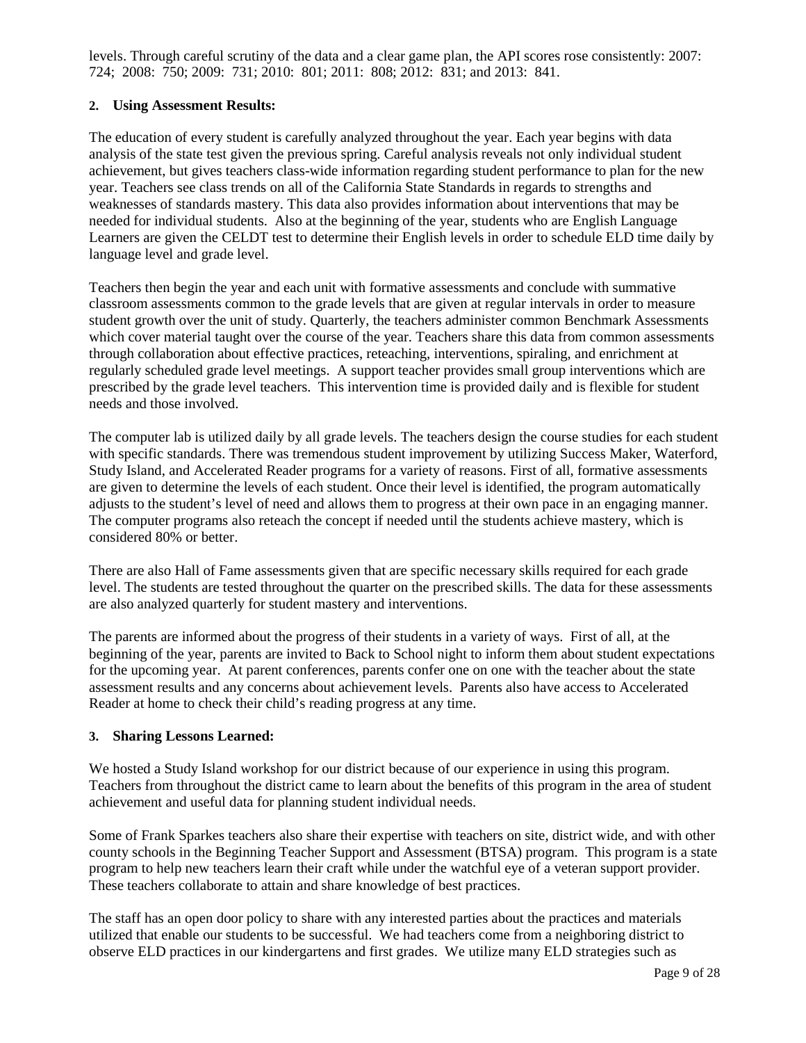levels. Through careful scrutiny of the data and a clear game plan, the API scores rose consistently: 2007: 724; 2008: 750; 2009: 731; 2010: 801; 2011: 808; 2012: 831; and 2013: 841.

**2. Using Assessment Results:**

The education of every student is carefully analyzed throughout the year. Each year begins with data analysis of the state test given the previous spring. Careful analysis reveals not only individual student achievement, but gives teachers class-wide information regarding student performance to plan for the new year. Teachers see class trends on all of the California State Standards in regards to strengths and weaknesses of standards mastery. This data also provides information about interventions that may be needed for individual students. Also at the beginning of the year, students who are English Language Learners are given the CELDT test to determine their English levels in order to schedule ELD time daily by language level and grade level.

Teachers then begin the year and each unit with formative assessments and conclude with summative classroom assessments common to the grade levels that are given at regular intervals in order to measure student growth over the unit of study. Quarterly, the teachers administer common Benchmark Assessments which cover material taught over the course of the year. Teachers share this data from common assessments through collaboration about effective practices, reteaching, interventions, spiraling, and enrichment at regularly scheduled grade level meetings. A support teacher provides small group interventions which are prescribed by the grade level teachers. This intervention time is provided daily and is flexible for student needs and those involved.

The computer lab is utilized daily by all grade levels. The teachers design the course studies for each student with specific standards. There was tremendous student improvement by utilizing Success Maker, Waterford, Study Island, and Accelerated Reader programs for a variety of reasons. First of all, formative assessments are given to determine the levels of each student. Once their level is identified, the program automatically adjusts to the student's level of need and allows them to progress at their own pace in an engaging manner. The computer programs also reteach the concept if needed until the students achieve mastery, which is considered 80% or better.

There are also Hall of Fame assessments given that are specific necessary skills required for each grade level. The students are tested throughout the quarter on the prescribed skills. The data for these assessments are also analyzed quarterly for student mastery and interventions.

The parents are informed about the progress of their students in a variety of ways. First of all, at the beginning of the year, parents are invited to Back to School night to inform them about student expectations for the upcoming year. At parent conferences, parents confer one on one with the teacher about the state assessment results and any concerns about achievement levels. Parents also have access to Accelerated Reader at home to check their child's reading progress at any time.

**3. Sharing Lessons Learned:**

We hosted a Study Island workshop for our district because of our experience in using this program. Teachers from throughout the district came to learn about the benefits of this program in the area of student achievement and useful data for planning student individual needs.

Some of Frank Sparkes teachers also share their expertise with teachers on site, district wide, and with other county schools in the Beginning Teacher Support and Assessment (BTSA) program. This program is a state program to help new teachers learn their craft while under the watchful eye of a veteran support provider. These teachers collaborate to attain and share knowledge of best practices.

The staff has an open door policy to share with any interested parties about the practices and materials utilized that enable our students to be successful. We had teachers come from a neighboring district to observe ELD practices in our kindergartens and first grades. We utilize many ELD strategies such as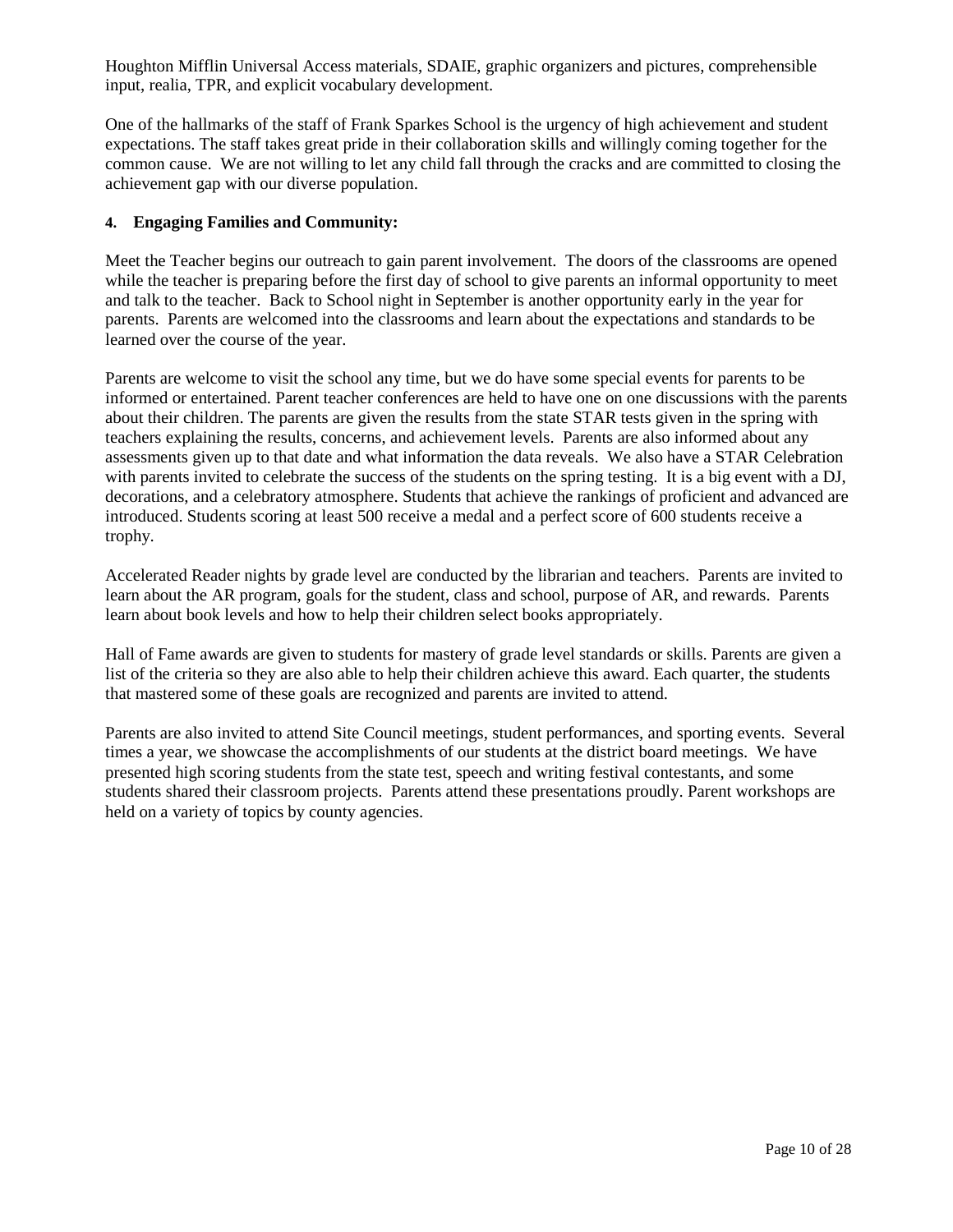Houghton Mifflin Universal Access materials, SDAIE, graphic organizers and pictures, comprehensible input, realia, TPR, and explicit vocabulary development.

One of the hallmarks of the staff of Frank Sparkes School is the urgency of high achievement and student expectations. The staff takes great pride in their collaboration skills and willingly coming together for the common cause. We are not willing to let any child fall through the cracks and are committed to closing the achievement gap with our diverse population.

**4. Engaging Families and Community:**

Meet the Teacher begins our outreach to gain parent involvement. The doors of the classrooms are opened while the teacher is preparing before the first day of school to give parents an informal opportunity to meet and talk to the teacher. Back to School night in September is another opportunity early in the year for parents. Parents are welcomed into the classrooms and learn about the expectations and standards to be learned over the course of the year.

Parents are welcome to visit the school any time, but we do have some special events for parents to be informed or entertained. Parent teacher conferences are held to have one on one discussions with the parents about their children. The parents are given the results from the state STAR tests given in the spring with teachers explaining the results, concerns, and achievement levels. Parents are also informed about any assessments given up to that date and what information the data reveals. We also have a STAR Celebration with parents invited to celebrate the success of the students on the spring testing. It is a big event with a DJ, decorations, and a celebratory atmosphere. Students that achieve the rankings of proficient and advanced are introduced. Students scoring at least 500 receive a medal and a perfect score of 600 students receive a trophy.

Accelerated Reader nights by grade level are conducted by the librarian and teachers. Parents are invited to learn about the AR program, goals for the student, class and school, purpose of AR, and rewards. Parents learn about book levels and how to help their children select books appropriately.

Hall of Fame awards are given to students for mastery of grade level standards or skills. Parents are given a list of the criteria so they are also able to help their children achieve this award. Each quarter, the students that mastered some of these goals are recognized and parents are invited to attend.

Parents are also invited to attend Site Council meetings, student performances, and sporting events. Several times a year, we showcase the accomplishments of our students at the district board meetings. We have presented high scoring students from the state test, speech and writing festival contestants, and some students shared their classroom projects. Parents attend these presentations proudly. Parent workshops are held on a variety of topics by county agencies.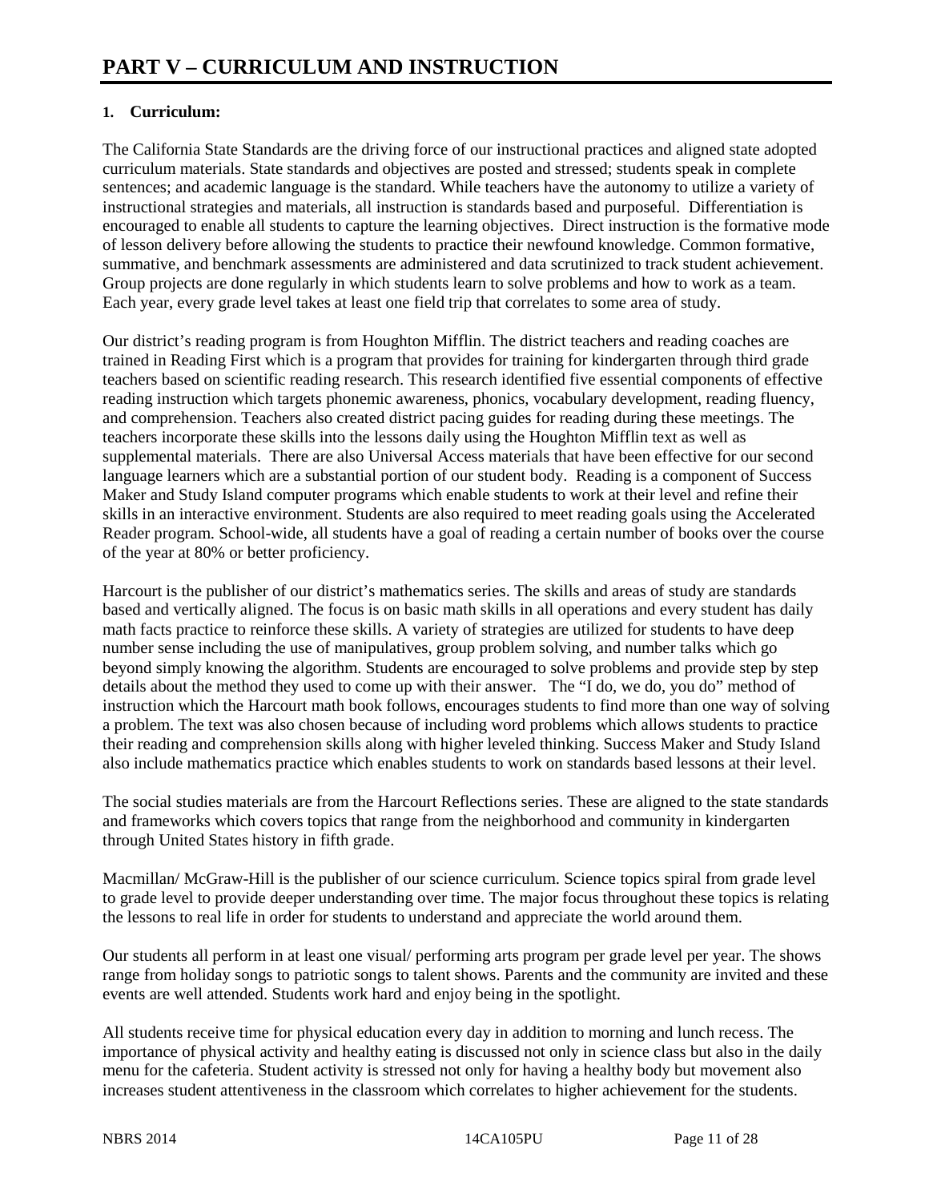# PART V – CURRICULUM AND INSTRUCTION

**1. Curriculum:**

The California State Standards are the driving force of our instructional practices and aligned state adopted curriculum materials. State standards and objectives are posted and stressed; students speak in complete sentences; and academic language is the standard. While teachers have the autonomy to utilize a variety of instructional strategies and materials, all instruction is standards based and purposeful. Differentiation is encouraged to enable all students to capture the learning objectives. Direct instruction is the formative mode of lesson delivery before allowing the students to practice their newfound knowledge. Common formative, summative, and benchmark assessments are administered and data scrutinized to track student achievement. Group projects are done regularly in which students learn to solve problems and how to work as a team. Each year, every grade level takes at least one field trip that correlates to some area of study.

Our district's reading program is from Houghton Mifflin. The district teachers and reading coaches are trained in Reading First which is a program that provides for training for kindergarten through third grade teachers based on scientific reading research. This research identified five essential components of effective reading instruction which targets phonemic awareness, phonics, vocabulary development, reading fluency, and comprehension. Teachers also created district pacing guides for reading during these meetings. The teachers incorporate these skills into the lessons daily using the Houghton Mifflin text as well as supplemental materials. There are also Universal Access materials that have been effective for our second language learners which are a substantial portion of our student body. Reading is a component of Success Maker and Study Island computer programs which enable students to work at their level and refine their skills in an interactive environment. Students are also required to meet reading goals using the Accelerated Reader program. School-wide, all students have a goal of reading a certain number of books over the course of the year at 80% or better proficiency.

Harcourt is the publisher of our district's mathematics series. The skills and areas of study are standards based and vertically aligned. The focus is on basic math skills in all operations and every student has daily math facts practice to reinforce these skills. A variety of strategies are utilized for students to have deep number sense including the use of manipulatives, group problem solving, and number talks which go beyond simply knowing the algorithm. Students are encouraged to solve problems and provide step by step details about the method they used to come up with their answer. The "I do, we do, you do" method of instruction which the Harcourt math book follows, encourages students to find more than one way of solving a problem. The text was also chosen because of including word problems which allows students to practice their reading and comprehension skills along with higher leveled thinking. Success Maker and Study Island also include mathematics practice which enables students to work on standards based lessons at their level.

The social studies materials are from the Harcourt Reflections series. These are aligned to the state standards and frameworks which covers topics that range from the neighborhood and community in kindergarten through United States history in fifth grade.

Macmillan/ McGraw-Hill is the publisher of our science curriculum. Science topics spiral from grade level to grade level to provide deeper understanding over time. The major focus throughout these topics is relating the lessons to real life in order for students to understand and appreciate the world around them.

Our students all perform in at least one visual/ performing arts program per grade level per year. The shows range from holiday songs to patriotic songs to talent shows. Parents and the community are invited and these events are well attended. Students work hard and enjoy being in the spotlight.

All students receive time for physical education every day in addition to morning and lunch recess. The importance of physical activity and healthy eating is discussed not only in science class but also in the daily menu for the cafeteria. Student activity is stressed not only for having a healthy body but movement also increases student attentiveness in the classroom which correlates to higher achievement for the students.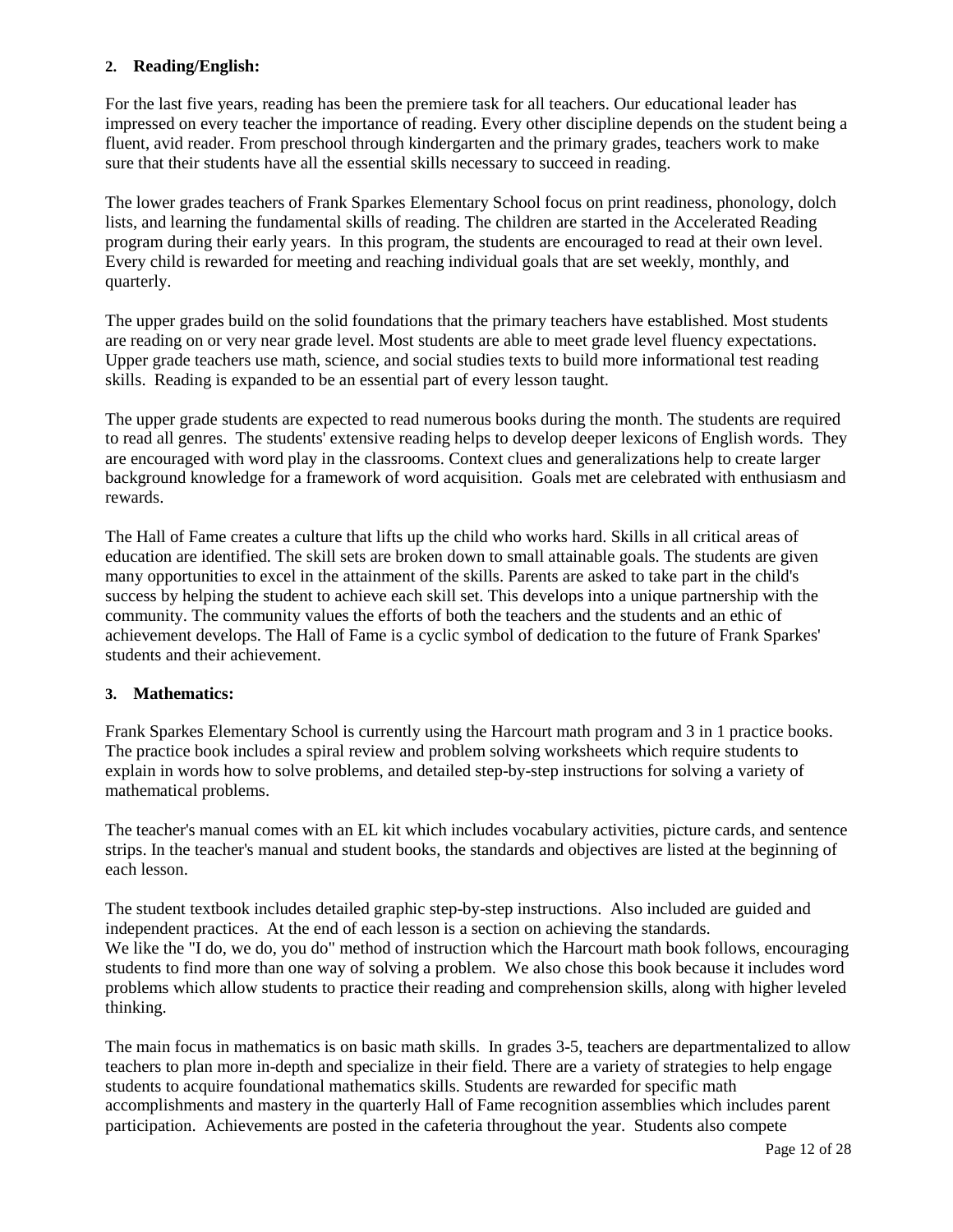## 2. Reading/English:

For the last five years, reading has been the premiere task for all teachers. Our educational leader has impressed on every teacher the importance of reading. Every other discipline depends on the student being a fluent, avid reader. From preschool through kindergarten and the primary grades, teachers work to make sure that their students have all the essential skills necessary to succeed in reading.

The lower grades teachers of Frank Sparkes Elementary School focus on print readiness, phonology, dolch lists, and learning the fundamental skills of reading. The children are started in the Accelerated Reading program during their early years. In this program, the students are encouraged to read at their own level. Every child is rewarded for meeting and reaching individual goals that are set weekly, monthly, and quarterly.

The upper grades build on the solid foundations that the primary teachers have established. Most students are reading on or very near grade level. Most students are able to meet grade level fluency expectations. Upper grade teachers use math, science, and social studies texts to build more informational test reading skills. Reading is expanded to be an essential part of every lesson taught.

The upper grade students are expected to read numerous books during the month. The students are required to read all genres. The students' extensive reading helps to develop deeper lexicons of English words. They are encouraged with word play in the classrooms. Context clues and generalizations help to create larger background knowledge for a framework of word acquisition. Goals met are celebrated with enthusiasm and rewards.

The Hall of Fame creates a culture that lifts up the child who works hard. Skills in all critical areas of education are identified. The skill sets are broken down to small attainable goals. The students are given many opportunities to excel in the attainment of the skills. Parents are asked to take part in the child's success by helping the student to achieve each skill set. This develops into a unique partnership with the community. The community values the efforts of both the teachers and the students and an ethic of achievement develops. The Hall of Fame is a cyclic symbol of dedication to the future of Frank Sparkes' students and their achievement.

## 3. Mathematics:

Frank Sparkes Elementary School is currently using the Harcourt math program and 3 in 1 practice books. The practice book includes a spiral review and problem solving worksheets which require students to explain in words how to solve problems, and detailed step-by-step instructions for solving a variety of mathematical problems.

The teacher's manual comes with an EL kit which includes vocabulary activities, picture cards, and sentence strips. In the teacher's manual and student books, the standards and objectives are listed at the beginning of each lesson.

The student textbook includes detailed graphic step-by-step instructions. Also included are guided and independent practices. At the end of each lesson is a section on achieving the standards.
We like the "I do, we do, you do" method of instruction which the Harcourt math book follows, encouraging students to find more than one way of solving a problem. We also chose this book because it includes word problems which allow students to practice their reading and comprehension skills, along with higher leveled thinking.

The main focus in mathematics is on basic math skills. In grades 3-5, teachers are departmentalized to allow teachers to plan more in-depth and specialize in their field. There are a variety of strategies to help engage students to acquire foundational mathematics skills. Students are rewarded for specific math accomplishments and mastery in the quarterly Hall of Fame recognition assemblies which includes parent participation. Achievements are posted in the cafeteria throughout the year. Students also compete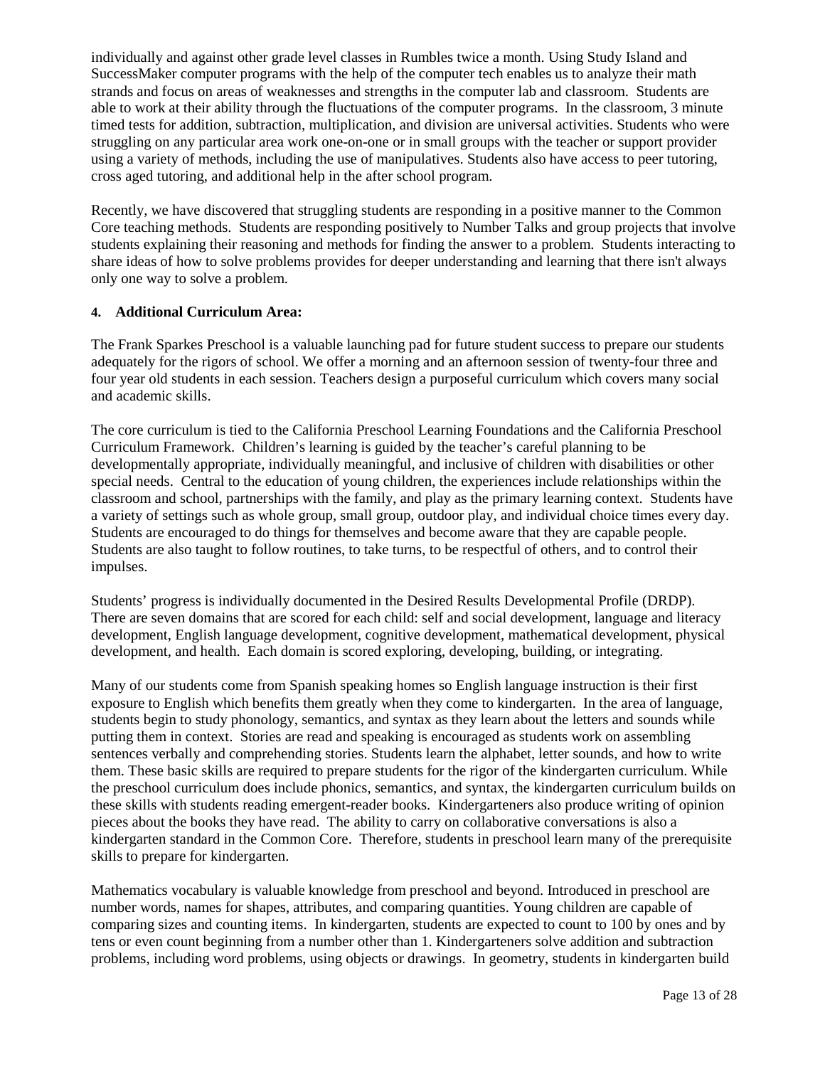individually and against other grade level classes in Rumbles twice a month. Using Study Island and SuccessMaker computer programs with the help of the computer tech enables us to analyze their math strands and focus on areas of weaknesses and strengths in the computer lab and classroom. Students are able to work at their ability through the fluctuations of the computer programs. In the classroom, 3 minute timed tests for addition, subtraction, multiplication, and division are universal activities. Students who were struggling on any particular area work one-on-one or in small groups with the teacher or support provider using a variety of methods, including the use of manipulatives. Students also have access to peer tutoring, cross aged tutoring, and additional help in the after school program.

Recently, we have discovered that struggling students are responding in a positive manner to the Common Core teaching methods. Students are responding positively to Number Talks and group projects that involve students explaining their reasoning and methods for finding the answer to a problem. Students interacting to share ideas of how to solve problems provides for deeper understanding and learning that there isn't always only one way to solve a problem.

**4. Additional Curriculum Area:**

The Frank Sparkes Preschool is a valuable launching pad for future student success to prepare our students adequately for the rigors of school. We offer a morning and an afternoon session of twenty-four three and four year old students in each session. Teachers design a purposeful curriculum which covers many social and academic skills.

The core curriculum is tied to the California Preschool Learning Foundations and the California Preschool Curriculum Framework. Children's learning is guided by the teacher's careful planning to be developmentally appropriate, individually meaningful, and inclusive of children with disabilities or other special needs. Central to the education of young children, the experiences include relationships within the classroom and school, partnerships with the family, and play as the primary learning context. Students have a variety of settings such as whole group, small group, outdoor play, and individual choice times every day. Students are encouraged to do things for themselves and become aware that they are capable people. Students are also taught to follow routines, to take turns, to be respectful of others, and to control their impulses.

Students' progress is individually documented in the Desired Results Developmental Profile (DRDP). There are seven domains that are scored for each child: self and social development, language and literacy development, English language development, cognitive development, mathematical development, physical development, and health. Each domain is scored exploring, developing, building, or integrating.

Many of our students come from Spanish speaking homes so English language instruction is their first exposure to English which benefits them greatly when they come to kindergarten. In the area of language, students begin to study phonology, semantics, and syntax as they learn about the letters and sounds while putting them in context. Stories are read and speaking is encouraged as students work on assembling sentences verbally and comprehending stories. Students learn the alphabet, letter sounds, and how to write them. These basic skills are required to prepare students for the rigor of the kindergarten curriculum. While the preschool curriculum does include phonics, semantics, and syntax, the kindergarten curriculum builds on these skills with students reading emergent-reader books. Kindergarteners also produce writing of opinion pieces about the books they have read. The ability to carry on collaborative conversations is also a kindergarten standard in the Common Core. Therefore, students in preschool learn many of the prerequisite skills to prepare for kindergarten.

Mathematics vocabulary is valuable knowledge from preschool and beyond. Introduced in preschool are number words, names for shapes, attributes, and comparing quantities. Young children are capable of comparing sizes and counting items. In kindergarten, students are expected to count to 100 by ones and by tens or even count beginning from a number other than 1. Kindergarteners solve addition and subtraction problems, including word problems, using objects or drawings. In geometry, students in kindergarten build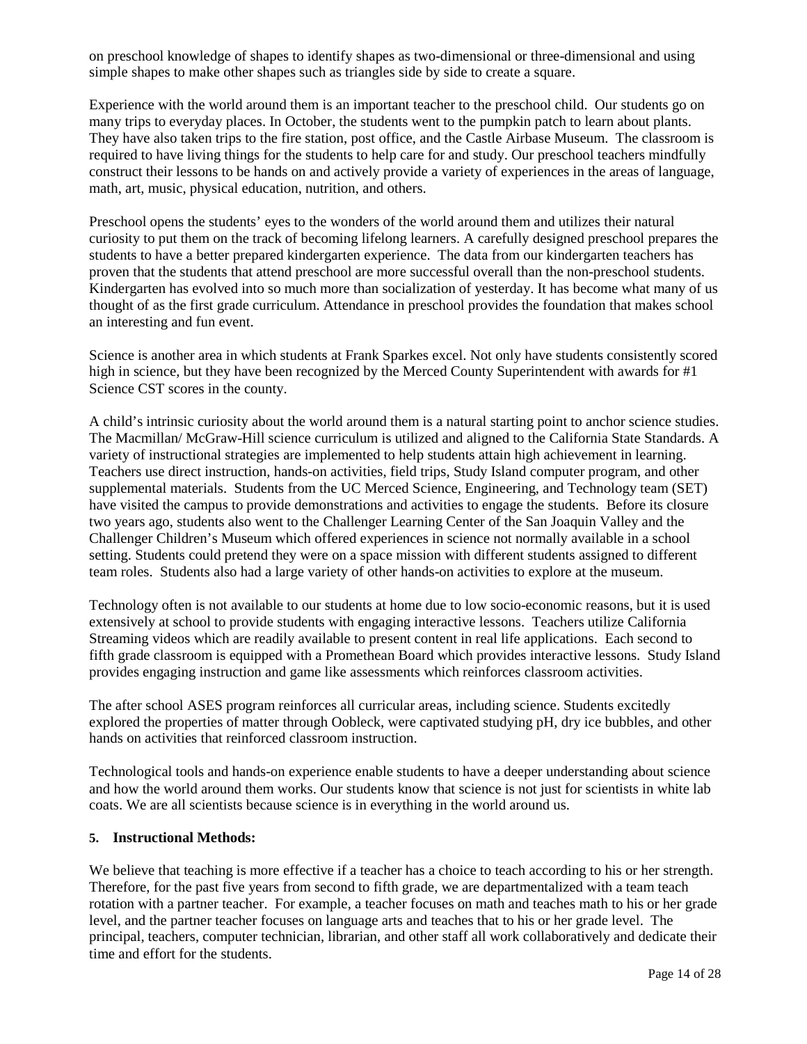on preschool knowledge of shapes to identify shapes as two-dimensional or three-dimensional and using simple shapes to make other shapes such as triangles side by side to create a square.

Experience with the world around them is an important teacher to the preschool child. Our students go on many trips to everyday places. In October, the students went to the pumpkin patch to learn about plants. They have also taken trips to the fire station, post office, and the Castle Airbase Museum. The classroom is required to have living things for the students to help care for and study. Our preschool teachers mindfully construct their lessons to be hands on and actively provide a variety of experiences in the areas of language, math, art, music, physical education, nutrition, and others.

Preschool opens the students' eyes to the wonders of the world around them and utilizes their natural curiosity to put them on the track of becoming lifelong learners. A carefully designed preschool prepares the students to have a better prepared kindergarten experience. The data from our kindergarten teachers has proven that the students that attend preschool are more successful overall than the non-preschool students. Kindergarten has evolved into so much more than socialization of yesterday. It has become what many of us thought of as the first grade curriculum. Attendance in preschool provides the foundation that makes school an interesting and fun event.

Science is another area in which students at Frank Sparkes excel. Not only have students consistently scored high in science, but they have been recognized by the Merced County Superintendent with awards for #1 Science CST scores in the county.

A child's intrinsic curiosity about the world around them is a natural starting point to anchor science studies. The Macmillan/ McGraw-Hill science curriculum is utilized and aligned to the California State Standards. A variety of instructional strategies are implemented to help students attain high achievement in learning. Teachers use direct instruction, hands-on activities, field trips, Study Island computer program, and other supplemental materials. Students from the UC Merced Science, Engineering, and Technology team (SET) have visited the campus to provide demonstrations and activities to engage the students. Before its closure two years ago, students also went to the Challenger Learning Center of the San Joaquin Valley and the Challenger Children's Museum which offered experiences in science not normally available in a school setting. Students could pretend they were on a space mission with different students assigned to different team roles. Students also had a large variety of other hands-on activities to explore at the museum.

Technology often is not available to our students at home due to low socio-economic reasons, but it is used extensively at school to provide students with engaging interactive lessons. Teachers utilize California Streaming videos which are readily available to present content in real life applications. Each second to fifth grade classroom is equipped with a Promethean Board which provides interactive lessons. Study Island provides engaging instruction and game like assessments which reinforces classroom activities.

The after school ASES program reinforces all curricular areas, including science. Students excitedly explored the properties of matter through Oobleck, were captivated studying pH, dry ice bubbles, and other hands on activities that reinforced classroom instruction.

Technological tools and hands-on experience enable students to have a deeper understanding about science and how the world around them works. Our students know that science is not just for scientists in white lab coats. We are all scientists because science is in everything in the world around us.

**5. Instructional Methods:**

We believe that teaching is more effective if a teacher has a choice to teach according to his or her strength. Therefore, for the past five years from second to fifth grade, we are departmentalized with a team teach rotation with a partner teacher. For example, a teacher focuses on math and teaches math to his or her grade level, and the partner teacher focuses on language arts and teaches that to his or her grade level. The principal, teachers, computer technician, librarian, and other staff all work collaboratively and dedicate their time and effort for the students.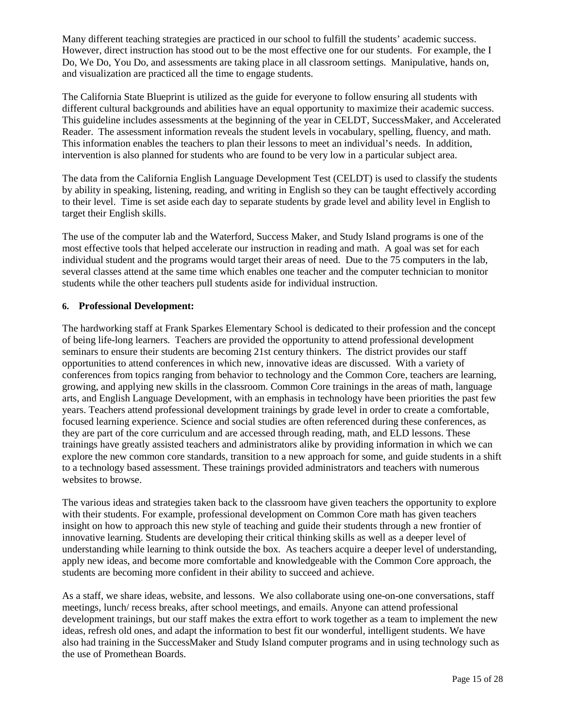Many different teaching strategies are practiced in our school to fulfill the students' academic success. However, direct instruction has stood out to be the most effective one for our students. For example, the I Do, We Do, You Do, and assessments are taking place in all classroom settings. Manipulative, hands on, and visualization are practiced all the time to engage students.

The California State Blueprint is utilized as the guide for everyone to follow ensuring all students with different cultural backgrounds and abilities have an equal opportunity to maximize their academic success. This guideline includes assessments at the beginning of the year in CELDT, SuccessMaker, and Accelerated Reader. The assessment information reveals the student levels in vocabulary, spelling, fluency, and math. This information enables the teachers to plan their lessons to meet an individual's needs. In addition, intervention is also planned for students who are found to be very low in a particular subject area.

The data from the California English Language Development Test (CELDT) is used to classify the students by ability in speaking, listening, reading, and writing in English so they can be taught effectively according to their level. Time is set aside each day to separate students by grade level and ability level in English to target their English skills.

The use of the computer lab and the Waterford, Success Maker, and Study Island programs is one of the most effective tools that helped accelerate our instruction in reading and math. A goal was set for each individual student and the programs would target their areas of need. Due to the 75 computers in the lab, several classes attend at the same time which enables one teacher and the computer technician to monitor students while the other teachers pull students aside for individual instruction.

**6. Professional Development:**

The hardworking staff at Frank Sparkes Elementary School is dedicated to their profession and the concept of being life-long learners. Teachers are provided the opportunity to attend professional development seminars to ensure their students are becoming 21st century thinkers. The district provides our staff opportunities to attend conferences in which new, innovative ideas are discussed. With a variety of conferences from topics ranging from behavior to technology and the Common Core, teachers are learning, growing, and applying new skills in the classroom. Common Core trainings in the areas of math, language arts, and English Language Development, with an emphasis in technology have been priorities the past few years. Teachers attend professional development trainings by grade level in order to create a comfortable, focused learning experience. Science and social studies are often referenced during these conferences, as they are part of the core curriculum and are accessed through reading, math, and ELD lessons. These trainings have greatly assisted teachers and administrators alike by providing information in which we can explore the new common core standards, transition to a new approach for some, and guide students in a shift to a technology based assessment. These trainings provided administrators and teachers with numerous websites to browse.

The various ideas and strategies taken back to the classroom have given teachers the opportunity to explore with their students. For example, professional development on Common Core math has given teachers insight on how to approach this new style of teaching and guide their students through a new frontier of innovative learning. Students are developing their critical thinking skills as well as a deeper level of understanding while learning to think outside the box. As teachers acquire a deeper level of understanding, apply new ideas, and become more comfortable and knowledgeable with the Common Core approach, the students are becoming more confident in their ability to succeed and achieve.

As a staff, we share ideas, website, and lessons. We also collaborate using one-on-one conversations, staff meetings, lunch/ recess breaks, after school meetings, and emails. Anyone can attend professional development trainings, but our staff makes the extra effort to work together as a team to implement the new ideas, refresh old ones, and adapt the information to best fit our wonderful, intelligent students. We have also had training in the SuccessMaker and Study Island computer programs and in using technology such as the use of Promethean Boards.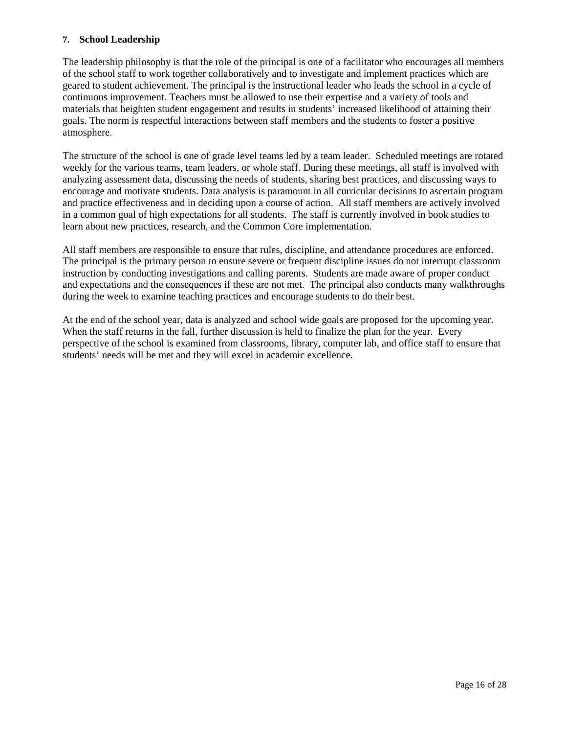**7. School Leadership**

The leadership philosophy is that the role of the principal is one of a facilitator who encourages all members of the school staff to work together collaboratively and to investigate and implement practices which are geared to student achievement. The principal is the instructional leader who leads the school in a cycle of continuous improvement. Teachers must be allowed to use their expertise and a variety of tools and materials that heighten student engagement and results in students' increased likelihood of attaining their goals. The norm is respectful interactions between staff members and the students to foster a positive atmosphere.

The structure of the school is one of grade level teams led by a team leader. Scheduled meetings are rotated weekly for the various teams, team leaders, or whole staff. During these meetings, all staff is involved with analyzing assessment data, discussing the needs of students, sharing best practices, and discussing ways to encourage and motivate students. Data analysis is paramount in all curricular decisions to ascertain program and practice effectiveness and in deciding upon a course of action. All staff members are actively involved in a common goal of high expectations for all students. The staff is currently involved in book studies to learn about new practices, research, and the Common Core implementation.

All staff members are responsible to ensure that rules, discipline, and attendance procedures are enforced. The principal is the primary person to ensure severe or frequent discipline issues do not interrupt classroom instruction by conducting investigations and calling parents. Students are made aware of proper conduct and expectations and the consequences if these are not met. The principal also conducts many walkthroughs during the week to examine teaching practices and encourage students to do their best.

At the end of the school year, data is analyzed and school wide goals are proposed for the upcoming year. When the staff returns in the fall, further discussion is held to finalize the plan for the year. Every perspective of the school is examined from classrooms, library, computer lab, and office staff to ensure that students' needs will be met and they will excel in academic excellence.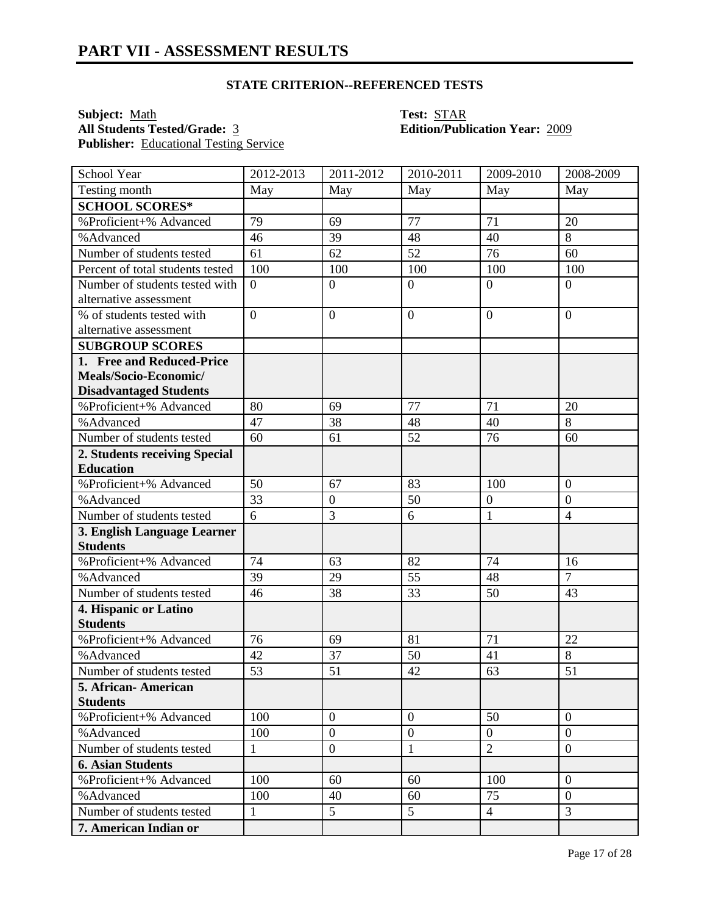## PART VII - ASSESSMENT RESULTS

### STATE CRITERION--REFERENCED TESTS

**Subject:** Math
**All Students Tested/Grade:** 3
**Publisher:** Educational Testing Service
**Test:** STAR
**Edition/Publication Year:** 2009

| School Year | 2012-2013 | 2011-2012 | 2010-2011 | 2009-2010 | 2008-2009 |
|---|---|---|---|---|---|
| Testing month | May | May | May | May | May |
| **SCHOOL SCORES*** | | | | | |
| %Proficient+% Advanced | 79 | 69 | 77 | 71 | 20 |
| %Advanced | 46 | 39 | 48 | 40 | 8 |
| Number of students tested | 61 | 62 | 52 | 76 | 60 |
| Percent of total students tested | 100 | 100 | 100 | 100 | 100 |
| Number of students tested with alternative assessment | 0 | 0 | 0 | 0 | 0 |
| % of students tested with alternative assessment | 0 | 0 | 0 | 0 | 0 |
| **SUBGROUP SCORES** | | | | | |
| **1. Free and Reduced-Price Meals/Socio-Economic/ Disadvantaged Students** | | | | | |
| %Proficient+% Advanced | 80 | 69 | 77 | 71 | 20 |
| %Advanced | 47 | 38 | 48 | 40 | 8 |
| Number of students tested | 60 | 61 | 52 | 76 | 60 |
| **2. Students receiving Special Education** | | | | | |
| %Proficient+% Advanced | 50 | 67 | 83 | 100 | 0 |
| %Advanced | 33 | 0 | 50 | 0 | 0 |
| Number of students tested | 6 | 3 | 6 | 1 | 4 |
| **3. English Language Learner Students** | | | | | |
| %Proficient+% Advanced | 74 | 63 | 82 | 74 | 16 |
| %Advanced | 39 | 29 | 55 | 48 | 7 |
| Number of students tested | 46 | 38 | 33 | 50 | 43 |
| **4. Hispanic or Latino Students** | | | | | |
| %Proficient+% Advanced | 76 | 69 | 81 | 71 | 22 |
| %Advanced | 42 | 37 | 50 | 41 | 8 |
| Number of students tested | 53 | 51 | 42 | 63 | 51 |
| **5. African- American Students** | | | | | |
| %Proficient+% Advanced | 100 | 0 | 0 | 50 | 0 |
| %Advanced | 100 | 0 | 0 | 0 | 0 |
| Number of students tested | 1 | 0 | 1 | 2 | 0 |
| **6. Asian Students** | | | | | |
| %Proficient+% Advanced | 100 | 60 | 60 | 100 | 0 |
| %Advanced | 100 | 40 | 60 | 75 | 0 |
| Number of students tested | 1 | 5 | 5 | 4 | 3 |
| **7. American Indian or** | | | | | |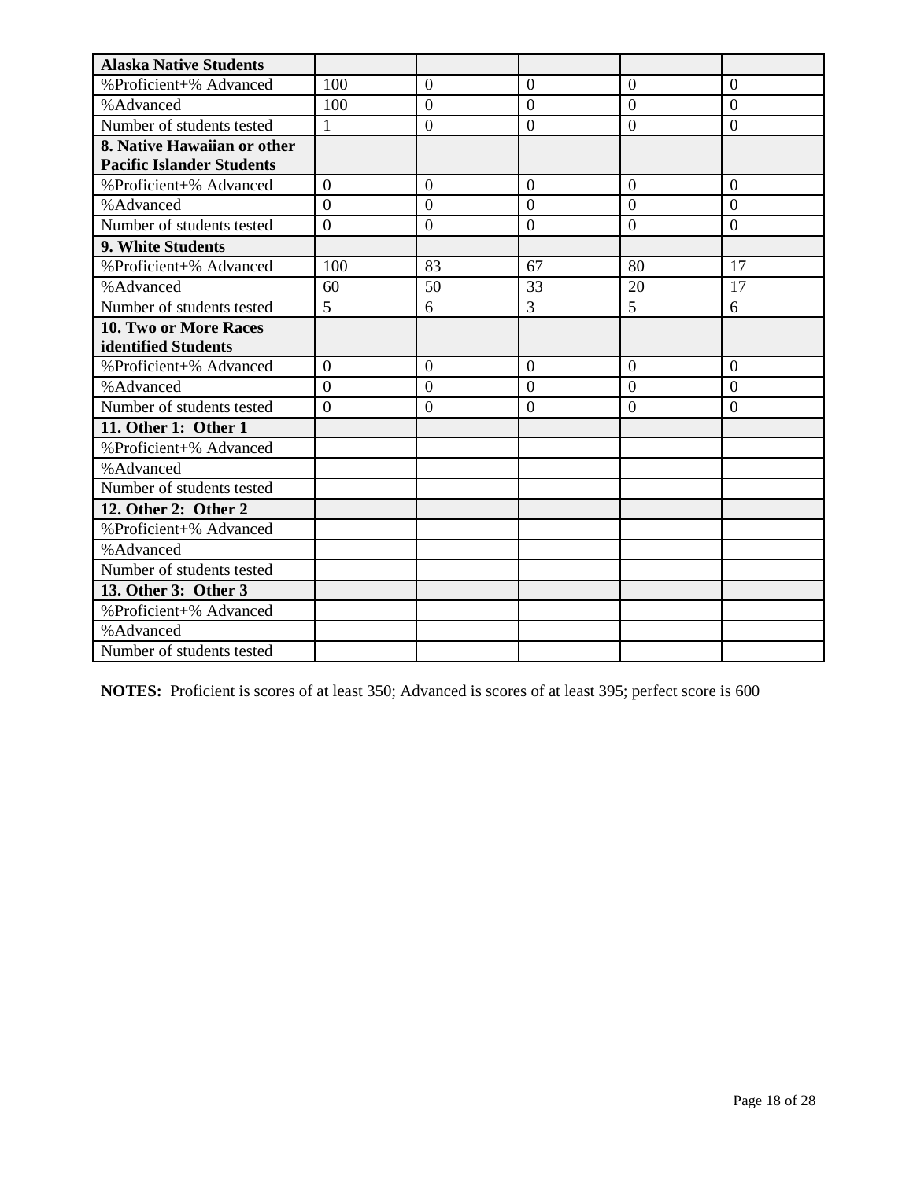| **Alaska Native Students** | | | | | |
|---|---|---|---|---|---|
| %Proficient+% Advanced | 100 | 0 | 0 | 0 | 0 |
| %Advanced | 100 | 0 | 0 | 0 | 0 |
| Number of students tested | 1 | 0 | 0 | 0 | 0 |
| **8. Native Hawaiian or other Pacific Islander Students** | | | | | |
| %Proficient+% Advanced | 0 | 0 | 0 | 0 | 0 |
| %Advanced | 0 | 0 | 0 | 0 | 0 |
| Number of students tested | 0 | 0 | 0 | 0 | 0 |
| **9. White Students** | | | | | |
| %Proficient+% Advanced | 100 | 83 | 67 | 80 | 17 |
| %Advanced | 60 | 50 | 33 | 20 | 17 |
| Number of students tested | 5 | 6 | 3 | 5 | 6 |
| **10. Two or More Races identified Students** | | | | | |
| %Proficient+% Advanced | 0 | 0 | 0 | 0 | 0 |
| %Advanced | 0 | 0 | 0 | 0 | 0 |
| Number of students tested | 0 | 0 | 0 | 0 | 0 |
| **11. Other 1: Other 1** | | | | | |
| %Proficient+% Advanced | | | | | |
| %Advanced | | | | | |
| Number of students tested | | | | | |
| **12. Other 2: Other 2** | | | | | |
| %Proficient+% Advanced | | | | | |
| %Advanced | | | | | |
| Number of students tested | | | | | |
| **13. Other 3: Other 3** | | | | | |
| %Proficient+% Advanced | | | | | |
| %Advanced | | | | | |
| Number of students tested | | | | | |

**NOTES:** Proficient is scores of at least 350; Advanced is scores of at least 395; perfect score is 600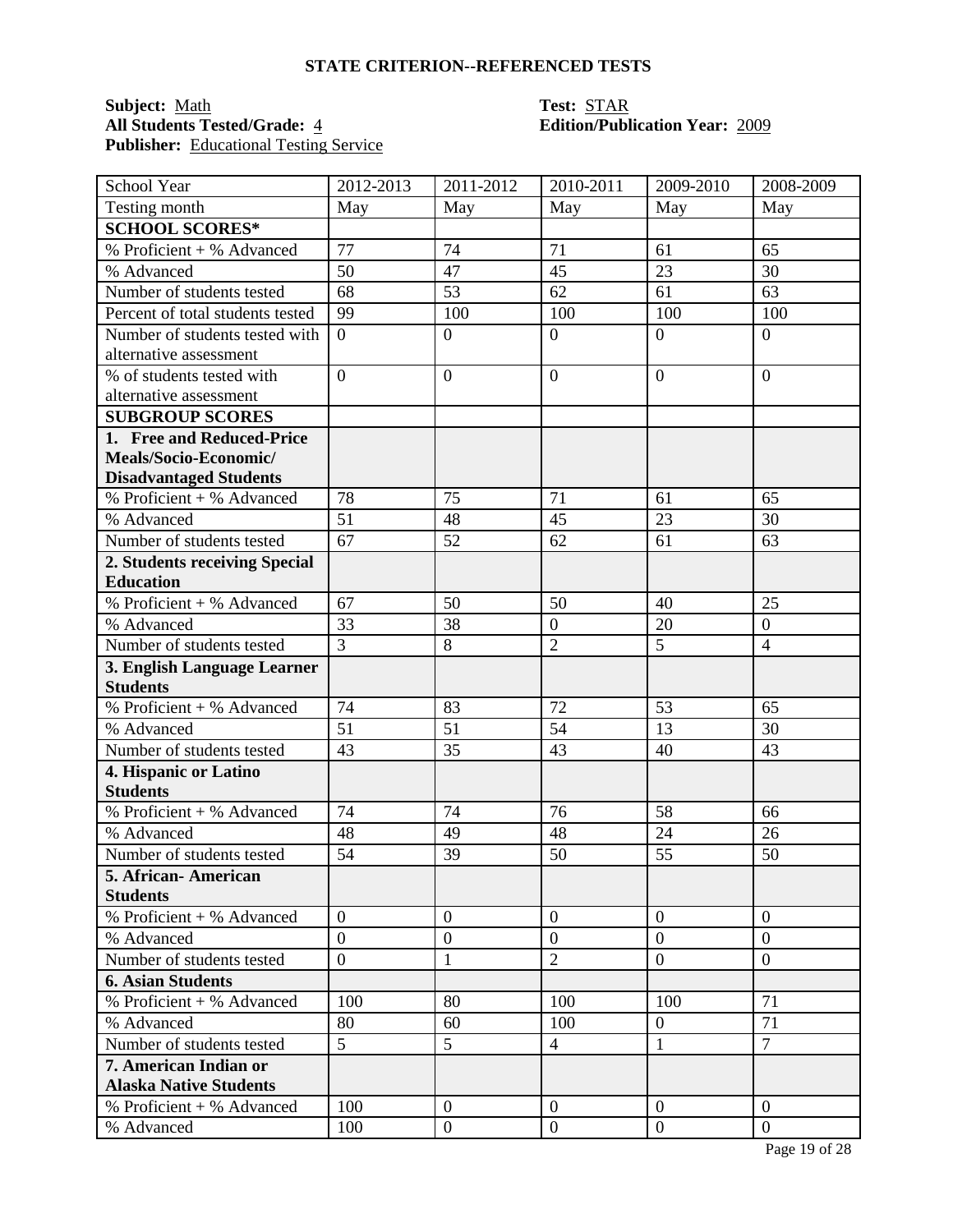## STATE CRITERION--REFERENCED TESTS

**Subject:** Math  
**Test:** STAR  
**All Students Tested/Grade:** 4  
**Edition/Publication Year:** 2009  
**Publisher:** Educational Testing Service

| School Year | 2012-2013 | 2011-2012 | 2010-2011 | 2009-2010 | 2008-2009 |
|---|---|---|---|---|---|
| Testing month | May | May | May | May | May |
| **SCHOOL SCORES*** | | | | | |
| % Proficient + % Advanced | 77 | 74 | 71 | 61 | 65 |
| % Advanced | 50 | 47 | 45 | 23 | 30 |
| Number of students tested | 68 | 53 | 62 | 61 | 63 |
| Percent of total students tested | 99 | 100 | 100 | 100 | 100 |
| Number of students tested with alternative assessment | 0 | 0 | 0 | 0 | 0 |
| % of students tested with alternative assessment | 0 | 0 | 0 | 0 | 0 |
| **SUBGROUP SCORES** | | | | | |
| **1. Free and Reduced-Price Meals/Socio-Economic/ Disadvantaged Students** | | | | | |
| % Proficient + % Advanced | 78 | 75 | 71 | 61 | 65 |
| % Advanced | 51 | 48 | 45 | 23 | 30 |
| Number of students tested | 67 | 52 | 62 | 61 | 63 |
| **2. Students receiving Special Education** | | | | | |
| % Proficient + % Advanced | 67 | 50 | 50 | 40 | 25 |
| % Advanced | 33 | 38 | 0 | 20 | 0 |
| Number of students tested | 3 | 8 | 2 | 5 | 4 |
| **3. English Language Learner Students** | | | | | |
| % Proficient + % Advanced | 74 | 83 | 72 | 53 | 65 |
| % Advanced | 51 | 51 | 54 | 13 | 30 |
| Number of students tested | 43 | 35 | 43 | 40 | 43 |
| **4. Hispanic or Latino Students** | | | | | |
| % Proficient + % Advanced | 74 | 74 | 76 | 58 | 66 |
| % Advanced | 48 | 49 | 48 | 24 | 26 |
| Number of students tested | 54 | 39 | 50 | 55 | 50 |
| **5. African- American Students** | | | | | |
| % Proficient + % Advanced | 0 | 0 | 0 | 0 | 0 |
| % Advanced | 0 | 0 | 0 | 0 | 0 |
| Number of students tested | 0 | 1 | 2 | 0 | 0 |
| **6. Asian Students** | | | | | |
| % Proficient + % Advanced | 100 | 80 | 100 | 100 | 71 |
| % Advanced | 80 | 60 | 100 | 0 | 71 |
| Number of students tested | 5 | 5 | 4 | 1 | 7 |
| **7. American Indian or Alaska Native Students** | | | | | |
| % Proficient + % Advanced | 100 | 0 | 0 | 0 | 0 |
| % Advanced | 100 | 0 | 0 | 0 | 0 |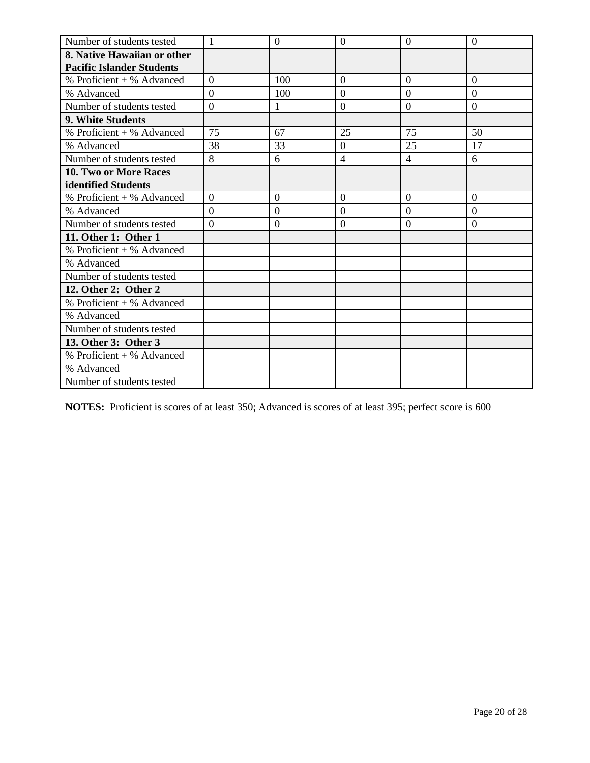| Number of students tested | 1 | 0 | 0 | 0 | 0 |
| --- | --- | --- | --- | --- | --- |
| **8. Native Hawaiian or other Pacific Islander Students** | | | | | |
| % Proficient + % Advanced | 0 | 100 | 0 | 0 | 0 |
| % Advanced | 0 | 100 | 0 | 0 | 0 |
| Number of students tested | 0 | 1 | 0 | 0 | 0 |
| **9. White Students** | | | | | |
| % Proficient + % Advanced | 75 | 67 | 25 | 75 | 50 |
| % Advanced | 38 | 33 | 0 | 25 | 17 |
| Number of students tested | 8 | 6 | 4 | 4 | 6 |
| **10. Two or More Races identified Students** | | | | | |
| % Proficient + % Advanced | 0 | 0 | 0 | 0 | 0 |
| % Advanced | 0 | 0 | 0 | 0 | 0 |
| Number of students tested | 0 | 0 | 0 | 0 | 0 |
| **11. Other 1: Other 1** | | | | | |
| % Proficient + % Advanced | | | | | |
| % Advanced | | | | | |
| Number of students tested | | | | | |
| **12. Other 2: Other 2** | | | | | |
| % Proficient + % Advanced | | | | | |
| % Advanced | | | | | |
| Number of students tested | | | | | |
| **13. Other 3: Other 3** | | | | | |
| % Proficient + % Advanced | | | | | |
| % Advanced | | | | | |
| Number of students tested | | | | | |

**NOTES:** Proficient is scores of at least 350; Advanced is scores of at least 395; perfect score is 600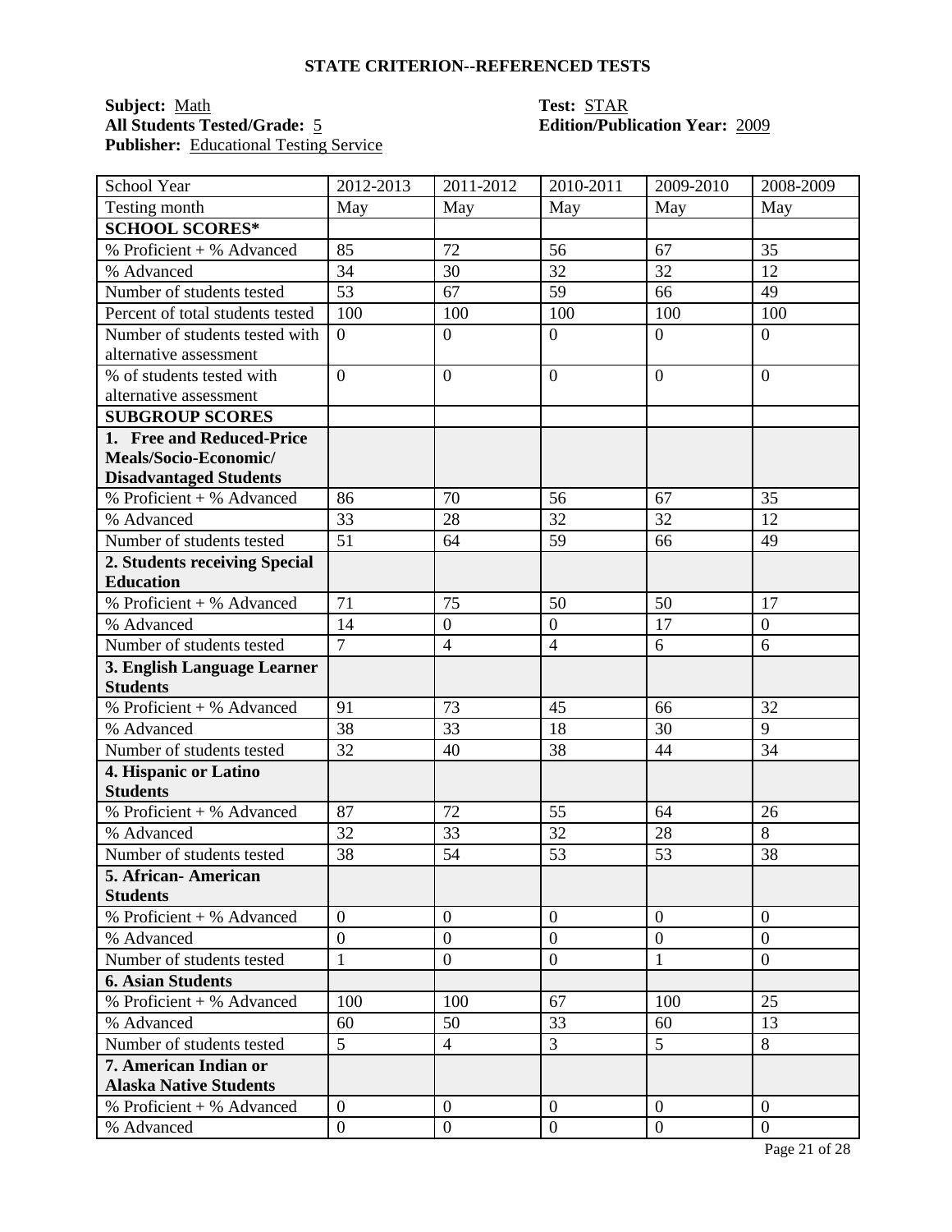### STATE CRITERION--REFERENCED TESTS

**Subject:** Math **Test:** STAR
**All Students Tested/Grade:** 5 **Edition/Publication Year:** 2009
**Publisher:** Educational Testing Service

| School Year | 2012-2013 | 2011-2012 | 2010-2011 | 2009-2010 | 2008-2009 |
|---|---|---|---|---|---|
| Testing month | May | May | May | May | May |
| **SCHOOL SCORES*** | | | | | |
| % Proficient + % Advanced | 85 | 72 | 56 | 67 | 35 |
| % Advanced | 34 | 30 | 32 | 32 | 12 |
| Number of students tested | 53 | 67 | 59 | 66 | 49 |
| Percent of total students tested | 100 | 100 | 100 | 100 | 100 |
| Number of students tested with alternative assessment | 0 | 0 | 0 | 0 | 0 |
| % of students tested with alternative assessment | 0 | 0 | 0 | 0 | 0 |
| **SUBGROUP SCORES** | | | | | |
| **1. Free and Reduced-Price Meals/Socio-Economic/ Disadvantaged Students** | | | | | |
| % Proficient + % Advanced | 86 | 70 | 56 | 67 | 35 |
| % Advanced | 33 | 28 | 32 | 32 | 12 |
| Number of students tested | 51 | 64 | 59 | 66 | 49 |
| **2. Students receiving Special Education** | | | | | |
| % Proficient + % Advanced | 71 | 75 | 50 | 50 | 17 |
| % Advanced | 14 | 0 | 0 | 17 | 0 |
| Number of students tested | 7 | 4 | 4 | 6 | 6 |
| **3. English Language Learner Students** | | | | | |
| % Proficient + % Advanced | 91 | 73 | 45 | 66 | 32 |
| % Advanced | 38 | 33 | 18 | 30 | 9 |
| Number of students tested | 32 | 40 | 38 | 44 | 34 |
| **4. Hispanic or Latino Students** | | | | | |
| % Proficient + % Advanced | 87 | 72 | 55 | 64 | 26 |
| % Advanced | 32 | 33 | 32 | 28 | 8 |
| Number of students tested | 38 | 54 | 53 | 53 | 38 |
| **5. African- American Students** | | | | | |
| % Proficient + % Advanced | 0 | 0 | 0 | 0 | 0 |
| % Advanced | 0 | 0 | 0 | 0 | 0 |
| Number of students tested | 1 | 0 | 0 | 1 | 0 |
| **6. Asian Students** | | | | | |
| % Proficient + % Advanced | 100 | 100 | 67 | 100 | 25 |
| % Advanced | 60 | 50 | 33 | 60 | 13 |
| Number of students tested | 5 | 4 | 3 | 5 | 8 |
| **7. American Indian or Alaska Native Students** | | | | | |
| % Proficient + % Advanced | 0 | 0 | 0 | 0 | 0 |
| % Advanced | 0 | 0 | 0 | 0 | 0 |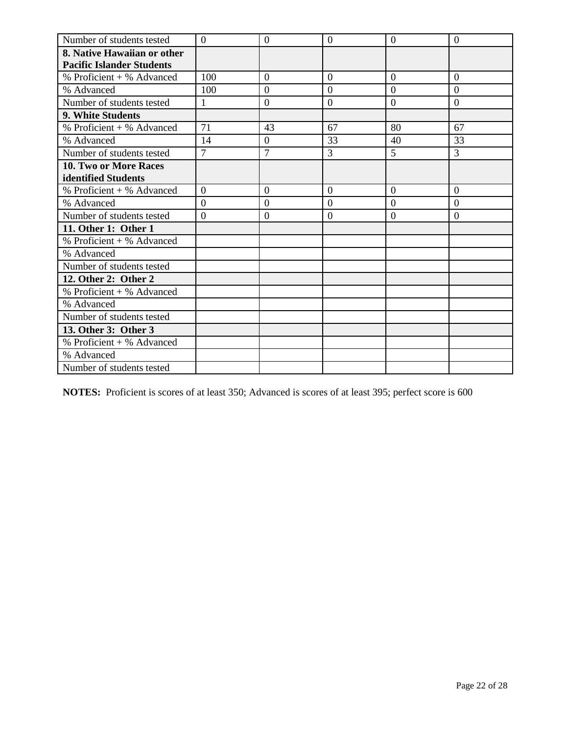| Number of students tested | 0 | 0 | 0 | 0 | 0 |
|---|---|---|---|---|---|
| **8. Native Hawaiian or other Pacific Islander Students** | | | | | |
| % Proficient + % Advanced | 100 | 0 | 0 | 0 | 0 |
| % Advanced | 100 | 0 | 0 | 0 | 0 |
| Number of students tested | 1 | 0 | 0 | 0 | 0 |
| **9. White Students** | | | | | |
| % Proficient + % Advanced | 71 | 43 | 67 | 80 | 67 |
| % Advanced | 14 | 0 | 33 | 40 | 33 |
| Number of students tested | 7 | 7 | 3 | 5 | 3 |
| **10. Two or More Races identified Students** | | | | | |
| % Proficient + % Advanced | 0 | 0 | 0 | 0 | 0 |
| % Advanced | 0 | 0 | 0 | 0 | 0 |
| Number of students tested | 0 | 0 | 0 | 0 | 0 |
| **11. Other 1: Other 1** | | | | | |
| % Proficient + % Advanced | | | | | |
| % Advanced | | | | | |
| Number of students tested | | | | | |
| **12. Other 2: Other 2** | | | | | |
| % Proficient + % Advanced | | | | | |
| % Advanced | | | | | |
| Number of students tested | | | | | |
| **13. Other 3: Other 3** | | | | | |
| % Proficient + % Advanced | | | | | |
| % Advanced | | | | | |
| Number of students tested | | | | | |

**NOTES:** Proficient is scores of at least 350; Advanced is scores of at least 395; perfect score is 600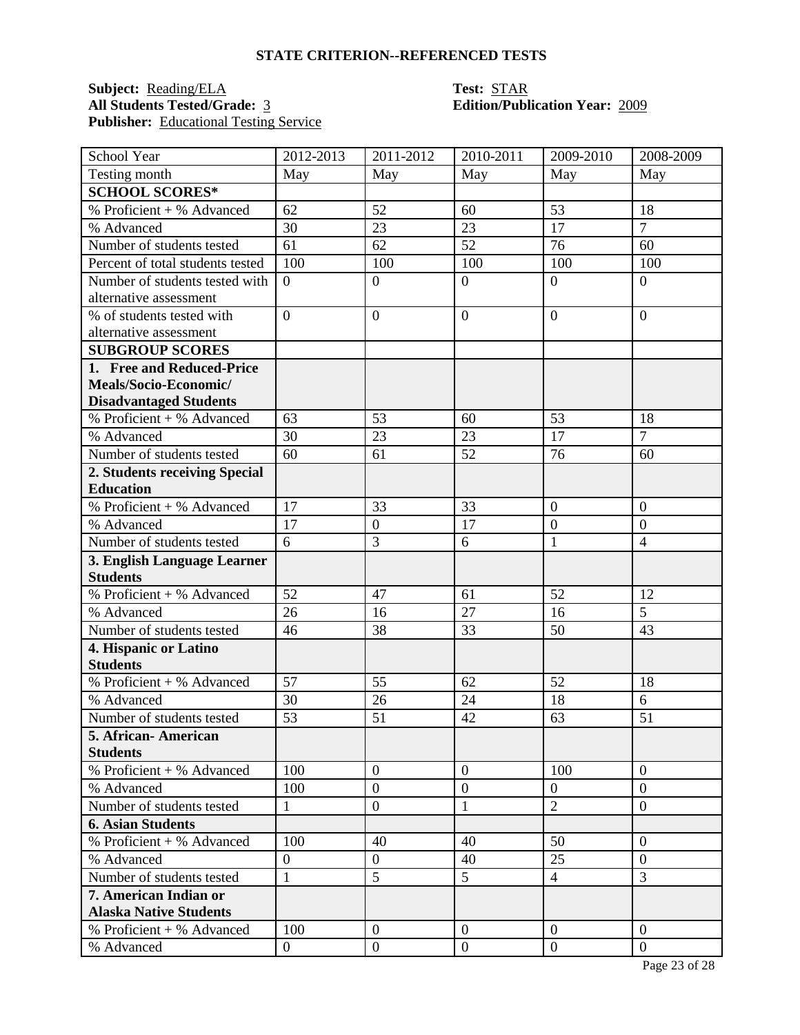### STATE CRITERION--REFERENCED TESTS

**Subject:** Reading/ELA **Test:** STAR
**All Students Tested/Grade:** 3 **Edition/Publication Year:** 2009
**Publisher:** Educational Testing Service

| School Year | 2012-2013 | 2011-2012 | 2010-2011 | 2009-2010 | 2008-2009 |
|---|---|---|---|---|---|
| Testing month | May | May | May | May | May |
| **SCHOOL SCORES*** | | | | | |
| % Proficient + % Advanced | 62 | 52 | 60 | 53 | 18 |
| % Advanced | 30 | 23 | 23 | 17 | 7 |
| Number of students tested | 61 | 62 | 52 | 76 | 60 |
| Percent of total students tested | 100 | 100 | 100 | 100 | 100 |
| Number of students tested with alternative assessment | 0 | 0 | 0 | 0 | 0 |
| % of students tested with alternative assessment | 0 | 0 | 0 | 0 | 0 |
| **SUBGROUP SCORES** | | | | | |
| **1. Free and Reduced-Price Meals/Socio-Economic/ Disadvantaged Students** | | | | | |
| % Proficient + % Advanced | 63 | 53 | 60 | 53 | 18 |
| % Advanced | 30 | 23 | 23 | 17 | 7 |
| Number of students tested | 60 | 61 | 52 | 76 | 60 |
| **2. Students receiving Special Education** | | | | | |
| % Proficient + % Advanced | 17 | 33 | 33 | 0 | 0 |
| % Advanced | 17 | 0 | 17 | 0 | 0 |
| Number of students tested | 6 | 3 | 6 | 1 | 4 |
| **3. English Language Learner Students** | | | | | |
| % Proficient + % Advanced | 52 | 47 | 61 | 52 | 12 |
| % Advanced | 26 | 16 | 27 | 16 | 5 |
| Number of students tested | 46 | 38 | 33 | 50 | 43 |
| **4. Hispanic or Latino Students** | | | | | |
| % Proficient + % Advanced | 57 | 55 | 62 | 52 | 18 |
| % Advanced | 30 | 26 | 24 | 18 | 6 |
| Number of students tested | 53 | 51 | 42 | 63 | 51 |
| **5. African- American Students** | | | | | |
| % Proficient + % Advanced | 100 | 0 | 0 | 100 | 0 |
| % Advanced | 100 | 0 | 0 | 0 | 0 |
| Number of students tested | 1 | 0 | 1 | 2 | 0 |
| **6. Asian Students** | | | | | |
| % Proficient + % Advanced | 100 | 40 | 40 | 50 | 0 |
| % Advanced | 0 | 0 | 40 | 25 | 0 |
| Number of students tested | 1 | 5 | 5 | 4 | 3 |
| **7. American Indian or Alaska Native Students** | | | | | |
| % Proficient + % Advanced | 100 | 0 | 0 | 0 | 0 |
| % Advanced | 0 | 0 | 0 | 0 | 0 |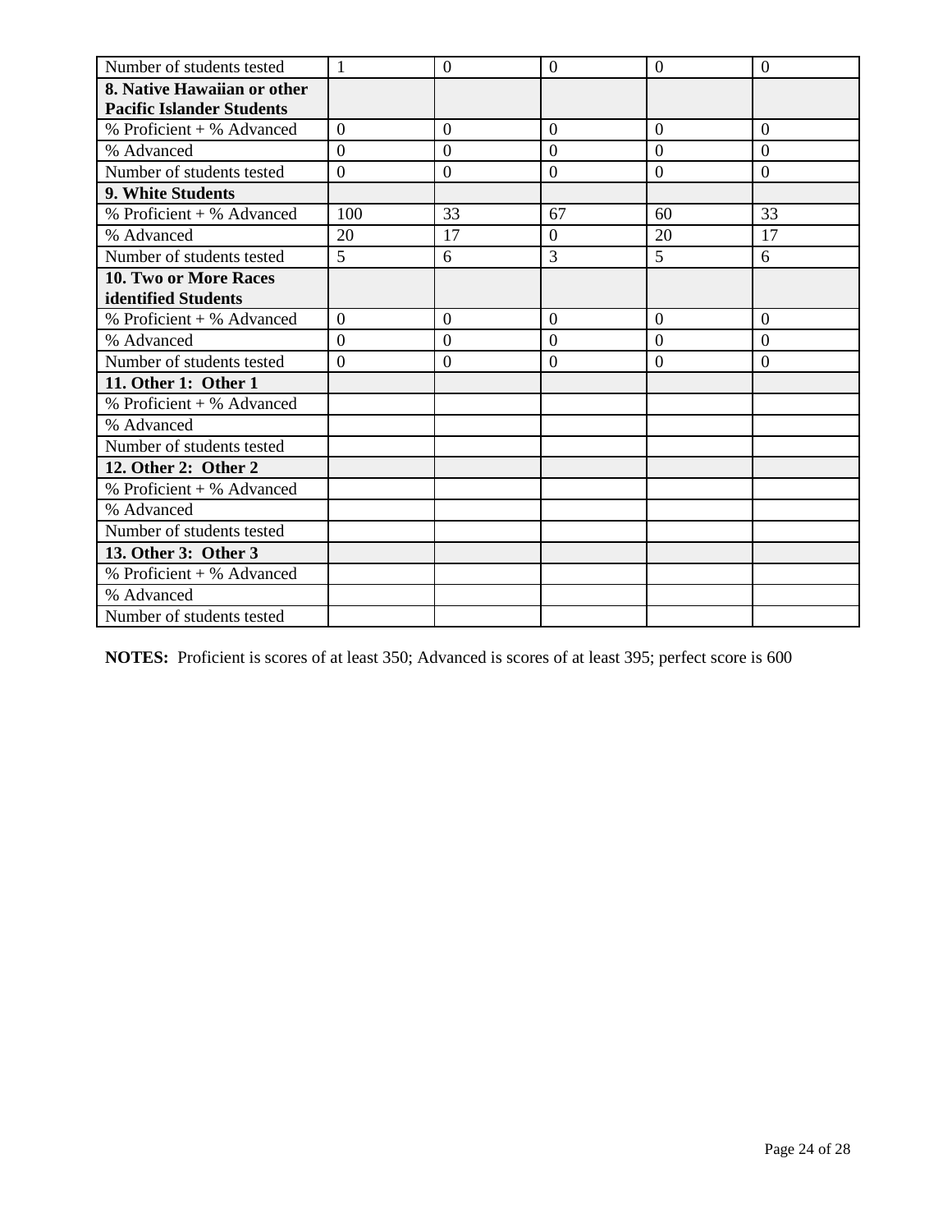| | | | | | |
|---|---|---|---|---|---|
| Number of students tested | 1 | 0 | 0 | 0 | 0 |
| **8. Native Hawaiian or other Pacific Islander Students** | | | | | |
| % Proficient + % Advanced | 0 | 0 | 0 | 0 | 0 |
| % Advanced | 0 | 0 | 0 | 0 | 0 |
| Number of students tested | 0 | 0 | 0 | 0 | 0 |
| **9. White Students** | | | | | |
| % Proficient + % Advanced | 100 | 33 | 67 | 60 | 33 |
| % Advanced | 20 | 17 | 0 | 20 | 17 |
| Number of students tested | 5 | 6 | 3 | 5 | 6 |
| **10. Two or More Races identified Students** | | | | | |
| % Proficient + % Advanced | 0 | 0 | 0 | 0 | 0 |
| % Advanced | 0 | 0 | 0 | 0 | 0 |
| Number of students tested | 0 | 0 | 0 | 0 | 0 |
| **11. Other 1: Other 1** | | | | | |
| % Proficient + % Advanced | | | | | |
| % Advanced | | | | | |
| Number of students tested | | | | | |
| **12. Other 2: Other 2** | | | | | |
| % Proficient + % Advanced | | | | | |
| % Advanced | | | | | |
| Number of students tested | | | | | |
| **13. Other 3: Other 3** | | | | | |
| % Proficient + % Advanced | | | | | |
| % Advanced | | | | | |
| Number of students tested | | | | | |

**NOTES:** Proficient is scores of at least 350; Advanced is scores of at least 395; perfect score is 600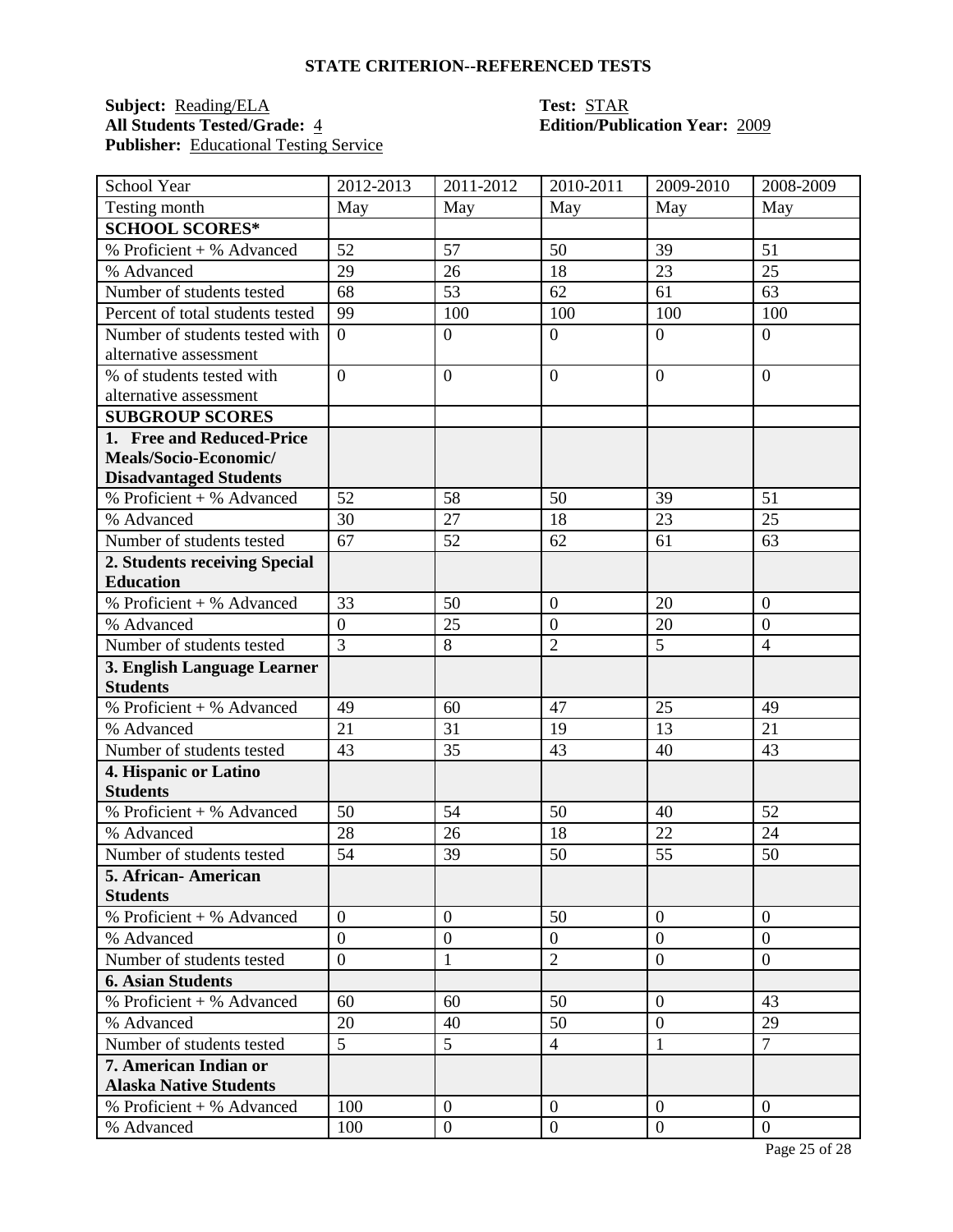## STATE CRITERION--REFERENCED TESTS

**Subject:** Reading/ELA
**All Students Tested/Grade:** 4
**Publisher:** Educational Testing Service

**Test:** STAR
**Edition/Publication Year:** 2009

| School Year | 2012-2013 | 2011-2012 | 2010-2011 | 2009-2010 | 2008-2009 |
|---|---|---|---|---|---|
| Testing month | May | May | May | May | May |
| **SCHOOL SCORES*** | | | | | |
| % Proficient + % Advanced | 52 | 57 | 50 | 39 | 51 |
| % Advanced | 29 | 26 | 18 | 23 | 25 |
| Number of students tested | 68 | 53 | 62 | 61 | 63 |
| Percent of total students tested | 99 | 100 | 100 | 100 | 100 |
| Number of students tested with alternative assessment | 0 | 0 | 0 | 0 | 0 |
| % of students tested with alternative assessment | 0 | 0 | 0 | 0 | 0 |
| **SUBGROUP SCORES** | | | | | |
| **1. Free and Reduced-Price Meals/Socio-Economic/ Disadvantaged Students** | | | | | |
| % Proficient + % Advanced | 52 | 58 | 50 | 39 | 51 |
| % Advanced | 30 | 27 | 18 | 23 | 25 |
| Number of students tested | 67 | 52 | 62 | 61 | 63 |
| **2. Students receiving Special Education** | | | | | |
| % Proficient + % Advanced | 33 | 50 | 0 | 20 | 0 |
| % Advanced | 0 | 25 | 0 | 20 | 0 |
| Number of students tested | 3 | 8 | 2 | 5 | 4 |
| **3. English Language Learner Students** | | | | | |
| % Proficient + % Advanced | 49 | 60 | 47 | 25 | 49 |
| % Advanced | 21 | 31 | 19 | 13 | 21 |
| Number of students tested | 43 | 35 | 43 | 40 | 43 |
| **4. Hispanic or Latino Students** | | | | | |
| % Proficient + % Advanced | 50 | 54 | 50 | 40 | 52 |
| % Advanced | 28 | 26 | 18 | 22 | 24 |
| Number of students tested | 54 | 39 | 50 | 55 | 50 |
| **5. African- American Students** | | | | | |
| % Proficient + % Advanced | 0 | 0 | 50 | 0 | 0 |
| % Advanced | 0 | 0 | 0 | 0 | 0 |
| Number of students tested | 0 | 1 | 2 | 0 | 0 |
| **6. Asian Students** | | | | | |
| % Proficient + % Advanced | 60 | 60 | 50 | 0 | 43 |
| % Advanced | 20 | 40 | 50 | 0 | 29 |
| Number of students tested | 5 | 5 | 4 | 1 | 7 |
| **7. American Indian or Alaska Native Students** | | | | | |
| % Proficient + % Advanced | 100 | 0 | 0 | 0 | 0 |
| % Advanced | 100 | 0 | 0 | 0 | 0 |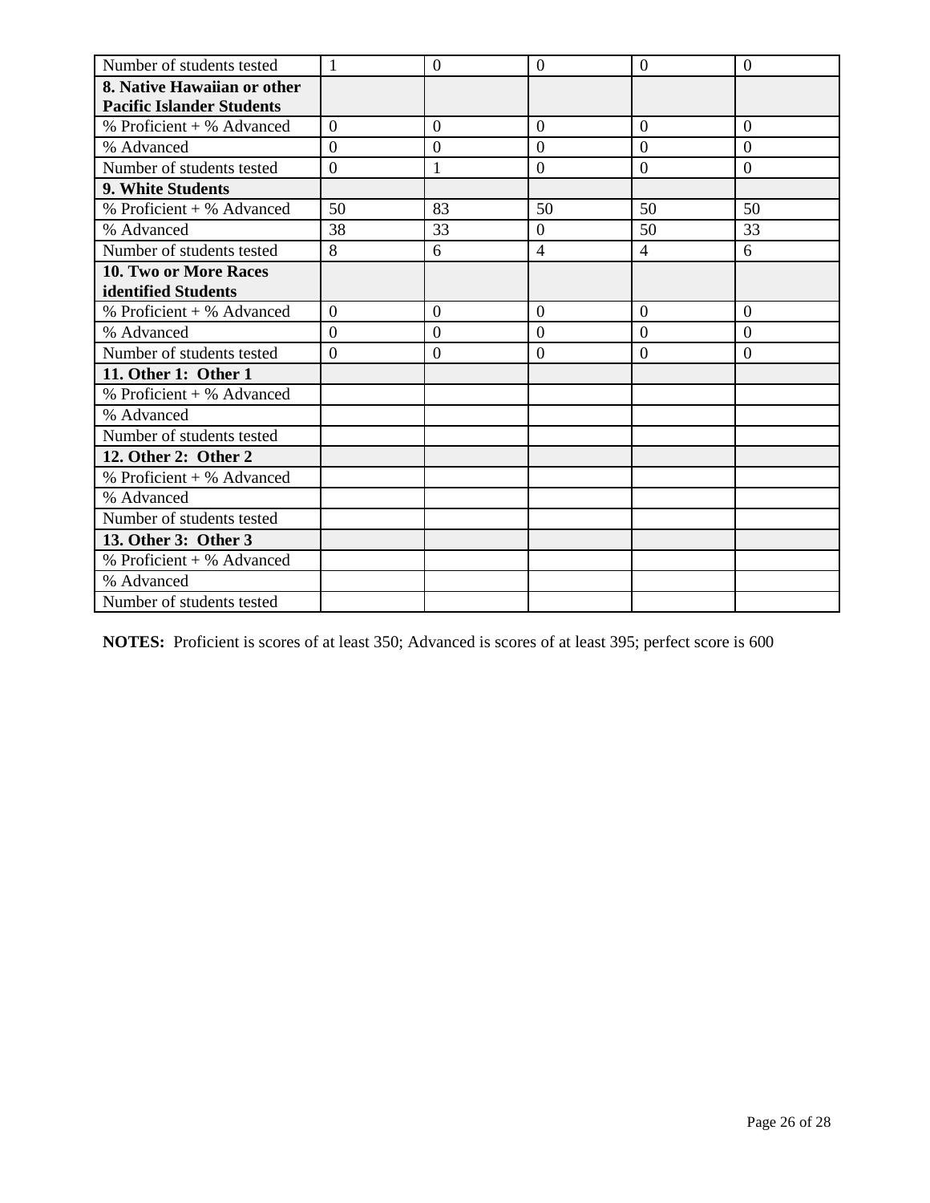| Number of students tested | 1 | 0 | 0 | 0 | 0 |
|---|---|---|---|---|---|
| **8. Native Hawaiian or other Pacific Islander Students** | | | | | |
| % Proficient + % Advanced | 0 | 0 | 0 | 0 | 0 |
| % Advanced | 0 | 0 | 0 | 0 | 0 |
| Number of students tested | 0 | 1 | 0 | 0 | 0 |
| **9. White Students** | | | | | |
| % Proficient + % Advanced | 50 | 83 | 50 | 50 | 50 |
| % Advanced | 38 | 33 | 0 | 50 | 33 |
| Number of students tested | 8 | 6 | 4 | 4 | 6 |
| **10. Two or More Races identified Students** | | | | | |
| % Proficient + % Advanced | 0 | 0 | 0 | 0 | 0 |
| % Advanced | 0 | 0 | 0 | 0 | 0 |
| Number of students tested | 0 | 0 | 0 | 0 | 0 |
| **11. Other 1: Other 1** | | | | | |
| % Proficient + % Advanced | | | | | |
| % Advanced | | | | | |
| Number of students tested | | | | | |
| **12. Other 2: Other 2** | | | | | |
| % Proficient + % Advanced | | | | | |
| % Advanced | | | | | |
| Number of students tested | | | | | |
| **13. Other 3: Other 3** | | | | | |
| % Proficient + % Advanced | | | | | |
| % Advanced | | | | | |
| Number of students tested | | | | | |

**NOTES:** Proficient is scores of at least 350; Advanced is scores of at least 395; perfect score is 600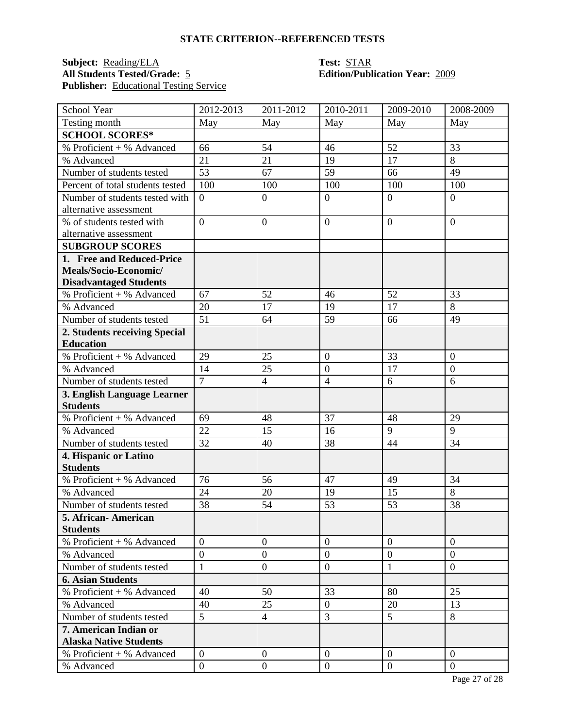## STATE CRITERION--REFERENCED TESTS

**Subject:** Reading/ELA
**All Students Tested/Grade:** 5
**Publisher:** Educational Testing Service

**Test:** STAR
**Edition/Publication Year:** 2009

| School Year | 2012-2013 | 2011-2012 | 2010-2011 | 2009-2010 | 2008-2009 |
|---|---|---|---|---|---|
| Testing month | May | May | May | May | May |
| **SCHOOL SCORES*** | | | | | |
| % Proficient + % Advanced | 66 | 54 | 46 | 52 | 33 |
| % Advanced | 21 | 21 | 19 | 17 | 8 |
| Number of students tested | 53 | 67 | 59 | 66 | 49 |
| Percent of total students tested | 100 | 100 | 100 | 100 | 100 |
| Number of students tested with alternative assessment | 0 | 0 | 0 | 0 | 0 |
| % of students tested with alternative assessment | 0 | 0 | 0 | 0 | 0 |
| **SUBGROUP SCORES** | | | | | |
| **1. Free and Reduced-Price Meals/Socio-Economic/ Disadvantaged Students** | | | | | |
| % Proficient + % Advanced | 67 | 52 | 46 | 52 | 33 |
| % Advanced | 20 | 17 | 19 | 17 | 8 |
| Number of students tested | 51 | 64 | 59 | 66 | 49 |
| **2. Students receiving Special Education** | | | | | |
| % Proficient + % Advanced | 29 | 25 | 0 | 33 | 0 |
| % Advanced | 14 | 25 | 0 | 17 | 0 |
| Number of students tested | 7 | 4 | 4 | 6 | 6 |
| **3. English Language Learner Students** | | | | | |
| % Proficient + % Advanced | 69 | 48 | 37 | 48 | 29 |
| % Advanced | 22 | 15 | 16 | 9 | 9 |
| Number of students tested | 32 | 40 | 38 | 44 | 34 |
| **4. Hispanic or Latino Students** | | | | | |
| % Proficient + % Advanced | 76 | 56 | 47 | 49 | 34 |
| % Advanced | 24 | 20 | 19 | 15 | 8 |
| Number of students tested | 38 | 54 | 53 | 53 | 38 |
| **5. African- American Students** | | | | | |
| % Proficient + % Advanced | 0 | 0 | 0 | 0 | 0 |
| % Advanced | 0 | 0 | 0 | 0 | 0 |
| Number of students tested | 1 | 0 | 0 | 1 | 0 |
| **6. Asian Students** | | | | | |
| % Proficient + % Advanced | 40 | 50 | 33 | 80 | 25 |
| % Advanced | 40 | 25 | 0 | 20 | 13 |
| Number of students tested | 5 | 4 | 3 | 5 | 8 |
| **7. American Indian or Alaska Native Students** | | | | | |
| % Proficient + % Advanced | 0 | 0 | 0 | 0 | 0 |
| % Advanced | 0 | 0 | 0 | 0 | 0 |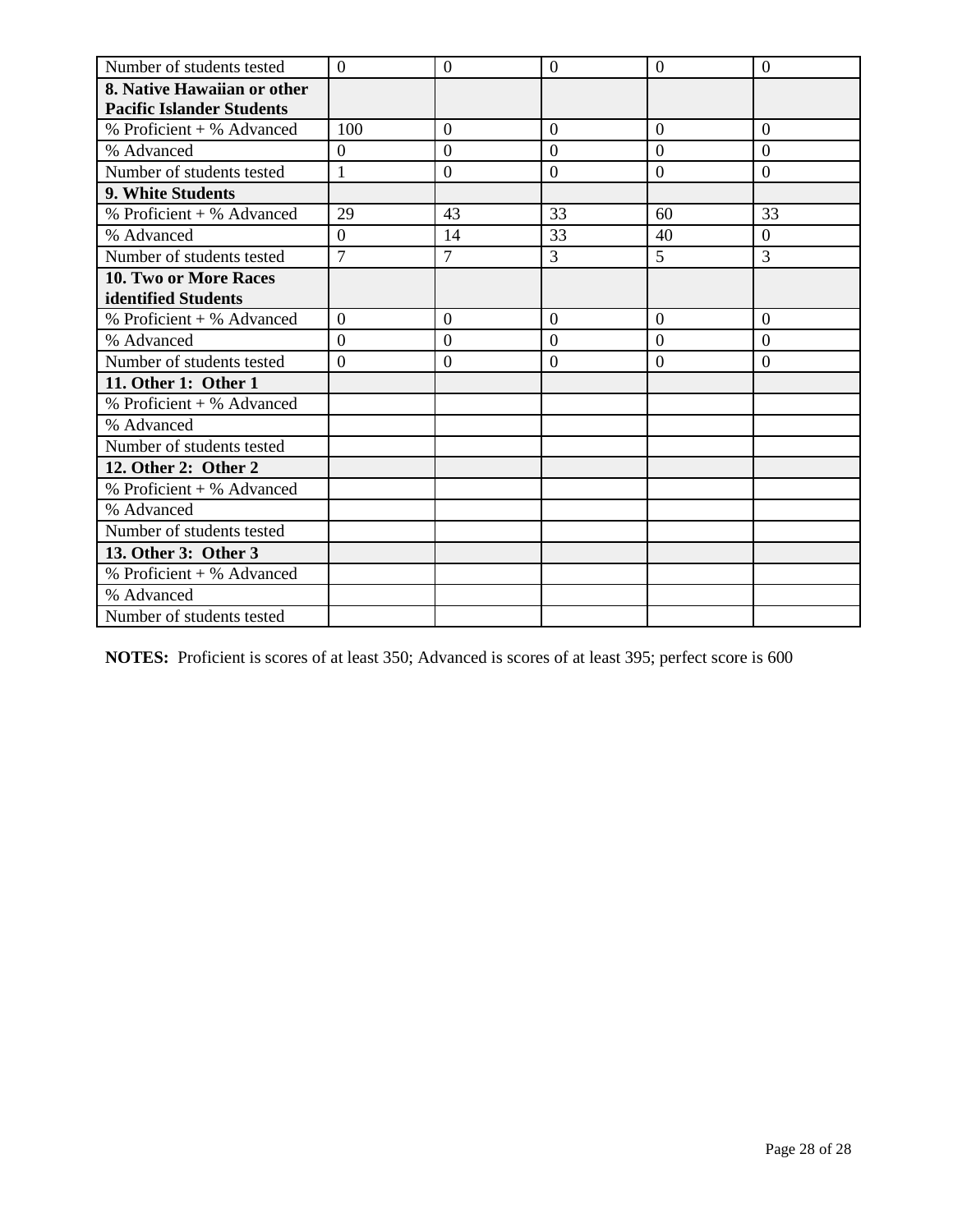| | | | | | |
|---|---|---|---|---|---|
| Number of students tested | 0 | 0 | 0 | 0 | 0 |
| **8. Native Hawaiian or other Pacific Islander Students** | | | | | |
| % Proficient + % Advanced | 100 | 0 | 0 | 0 | 0 |
| % Advanced | 0 | 0 | 0 | 0 | 0 |
| Number of students tested | 1 | 0 | 0 | 0 | 0 |
| **9. White Students** | | | | | |
| % Proficient + % Advanced | 29 | 43 | 33 | 60 | 33 |
| % Advanced | 0 | 14 | 33 | 40 | 0 |
| Number of students tested | 7 | 7 | 3 | 5 | 3 |
| **10. Two or More Races identified Students** | | | | | |
| % Proficient + % Advanced | 0 | 0 | 0 | 0 | 0 |
| % Advanced | 0 | 0 | 0 | 0 | 0 |
| Number of students tested | 0 | 0 | 0 | 0 | 0 |
| **11. Other 1: Other 1** | | | | | |
| % Proficient + % Advanced | | | | | |
| % Advanced | | | | | |
| Number of students tested | | | | | |
| **12. Other 2: Other 2** | | | | | |
| % Proficient + % Advanced | | | | | |
| % Advanced | | | | | |
| Number of students tested | | | | | |
| **13. Other 3: Other 3** | | | | | |
| % Proficient + % Advanced | | | | | |
| % Advanced | | | | | |
| Number of students tested | | | | | |

**NOTES:** Proficient is scores of at least 350; Advanced is scores of at least 395; perfect score is 600